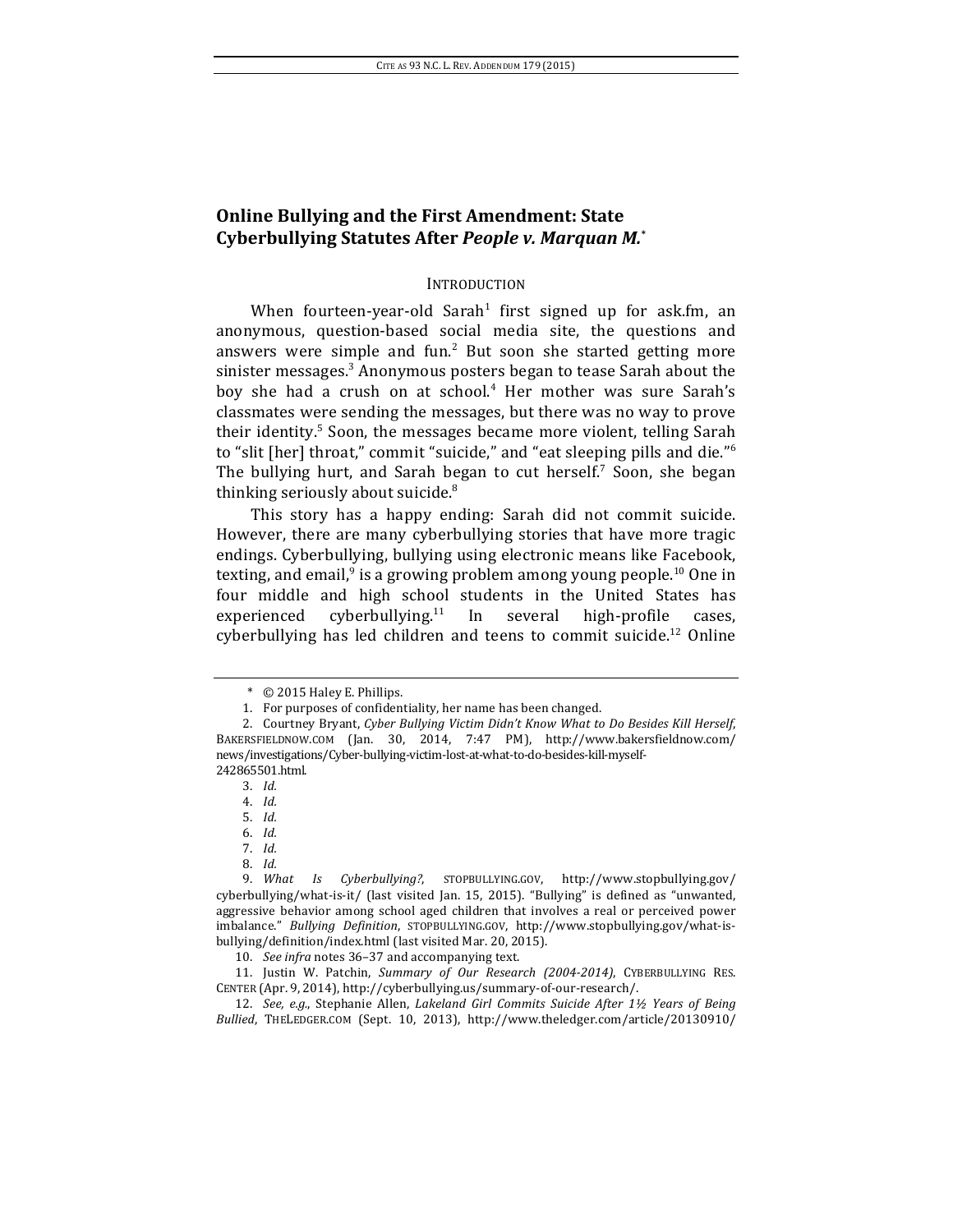# Online Bullying and the First Amendment: State Cyberbullying Statutes After *People v. Marquan M.*[*]

## INTRODUCTION

When fourteen-year-old Sarah[1] first signed up for ask.fm, an anonymous, question-based social media site, the questions and answers were simple and fun.[2] But soon she started getting more sinister messages.[3] Anonymous posters began to tease Sarah about the boy she had a crush on at school.[4] Her mother was sure Sarah's classmates were sending the messages, but there was no way to prove their identity.[5] Soon, the messages became more violent, telling Sarah to "slit [her] throat," commit "suicide," and "eat sleeping pills and die."[6] The bullying hurt, and Sarah began to cut herself.[7] Soon, she began thinking seriously about suicide.[8]

This story has a happy ending: Sarah did not commit suicide. However, there are many cyberbullying stories that have more tragic endings. Cyberbullying, bullying using electronic means like Facebook, texting, and email,[9] is a growing problem among young people.[10] One in four middle and high school students in the United States has experienced cyberbullying.[11] In several high-profile cases, cyberbullying has led children and teens to commit suicide.[12] Online

---

\* © 2015 Haley E. Phillips.

1. For purposes of confidentiality, her name has been changed.

2. Courtney Bryant, *Cyber Bullying Victim Didn't Know What to Do Besides Kill Herself*, BAKERSFIELDNOW.COM (Jan. 30, 2014, 7:47 PM), http://www.bakersfieldnow.com/news/investigations/Cyber-bullying-victim-lost-at-what-to-do-besides-kill-myself-242865501.html.

3. *Id.*

4. *Id.*

5. *Id.*

6. *Id.*

7. *Id.*

8. *Id.*

9. *What Is Cyberbullying?*, STOPBULLYING.GOV, http://www.stopbullying.gov/cyberbullying/what-is-it/ (last visited Jan. 15, 2015). "Bullying" is defined as "unwanted, aggressive behavior among school aged children that involves a real or perceived power imbalance." *Bullying Definition*, STOPBULLYING.GOV, http://www.stopbullying.gov/what-is-bullying/definition/index.html (last visited Mar. 20, 2015).

10. *See infra* notes 36–37 and accompanying text.

11. Justin W. Patchin, *Summary of Our Research (2004-2014)*, CYBERBULLYING RES. CENTER (Apr. 9, 2014), http://cyberbullying.us/summary-of-our-research/.

12. *See, e.g.*, Stephanie Allen, *Lakeland Girl Commits Suicide After 1½ Years of Being Bullied*, THELEDGER.COM (Sept. 10, 2013), http://www.theledger.com/article/20130910/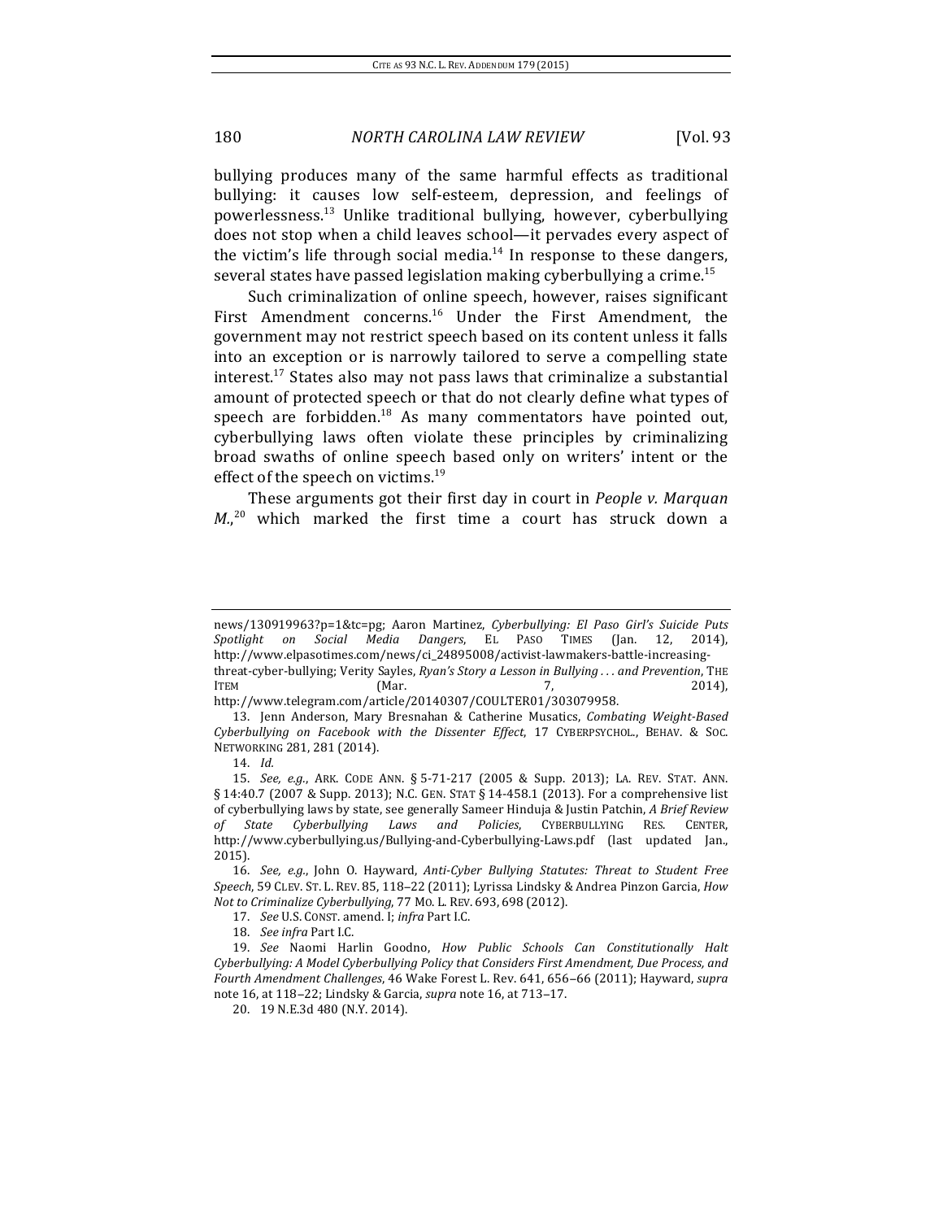bullying produces many of the same harmful effects as traditional bullying: it causes low self-esteem, depression, and feelings of powerlessness.[13] Unlike traditional bullying, however, cyberbullying does not stop when a child leaves school—it pervades every aspect of the victim's life through social media.[14] In response to these dangers, several states have passed legislation making cyberbullying a crime.[15]

Such criminalization of online speech, however, raises significant First Amendment concerns.[16] Under the First Amendment, the government may not restrict speech based on its content unless it falls into an exception or is narrowly tailored to serve a compelling state interest.[17] States also may not pass laws that criminalize a substantial amount of protected speech or that do not clearly define what types of speech are forbidden.[18] As many commentators have pointed out, cyberbullying laws often violate these principles by criminalizing broad swaths of online speech based only on writers' intent or the effect of the speech on victims.[19]

These arguments got their first day in court in *People v. Marquan M.*,[20] which marked the first time a court has struck down a

---

news/130919963?p=1&tc=pg; Aaron Martinez, *Cyberbullying: El Paso Girl's Suicide Puts Spotlight on Social Media Dangers*, EL PASO TIMES (Jan. 12, 2014), http://www.elpasotimes.com/news/ci_24895008/activist-lawmakers-battle-increasing-threat-cyber-bullying; Verity Sayles, *Ryan's Story a Lesson in Bullying . . . and Prevention*, THE ITEM (Mar. 7, 2014), http://www.telegram.com/article/20140307/COULTER01/303079958.

13. Jenn Anderson, Mary Bresnahan & Catherine Musatics, *Combating Weight-Based Cyberbullying on Facebook with the Dissenter Effect*, 17 CYBERPSYCHOL., BEHAV. & SOC. NETWORKING 281, 281 (2014).

14. *Id.*

15. *See, e.g.*, ARK. CODE ANN. § 5-71-217 (2005 & Supp. 2013); LA. REV. STAT. ANN. § 14:40.7 (2007 & Supp. 2013); N.C. GEN. STAT § 14-458.1 (2013). For a comprehensive list of cyberbullying laws by state, see generally Sameer Hinduja & Justin Patchin, *A Brief Review of State Cyberbullying Laws and Policies*, CYBERBULLYING RES. CENTER, http://www.cyberbullying.us/Bullying-and-Cyberbullying-Laws.pdf (last updated Jan., 2015).

16. *See, e.g.*, John O. Hayward, *Anti-Cyber Bullying Statutes: Threat to Student Free Speech*, 59 CLEV. ST. L. REV. 85, 118–22 (2011); Lyrissa Lindsky & Andrea Pinzon Garcia, *How Not to Criminalize Cyberbullying*, 77 MO. L. REV. 693, 698 (2012).

17. *See* U.S. CONST. amend. I; *infra* Part I.C.

18. *See infra* Part I.C.

19. *See* Naomi Harlin Goodno, *How Public Schools Can Constitutionally Halt Cyberbullying: A Model Cyberbullying Policy that Considers First Amendment, Due Process, and Fourth Amendment Challenges*, 46 Wake Forest L. Rev. 641, 656–66 (2011); Hayward, *supra* note 16, at 118–22; Lindsky & Garcia, *supra* note 16, at 713–17.

20. 19 N.E.3d 480 (N.Y. 2014).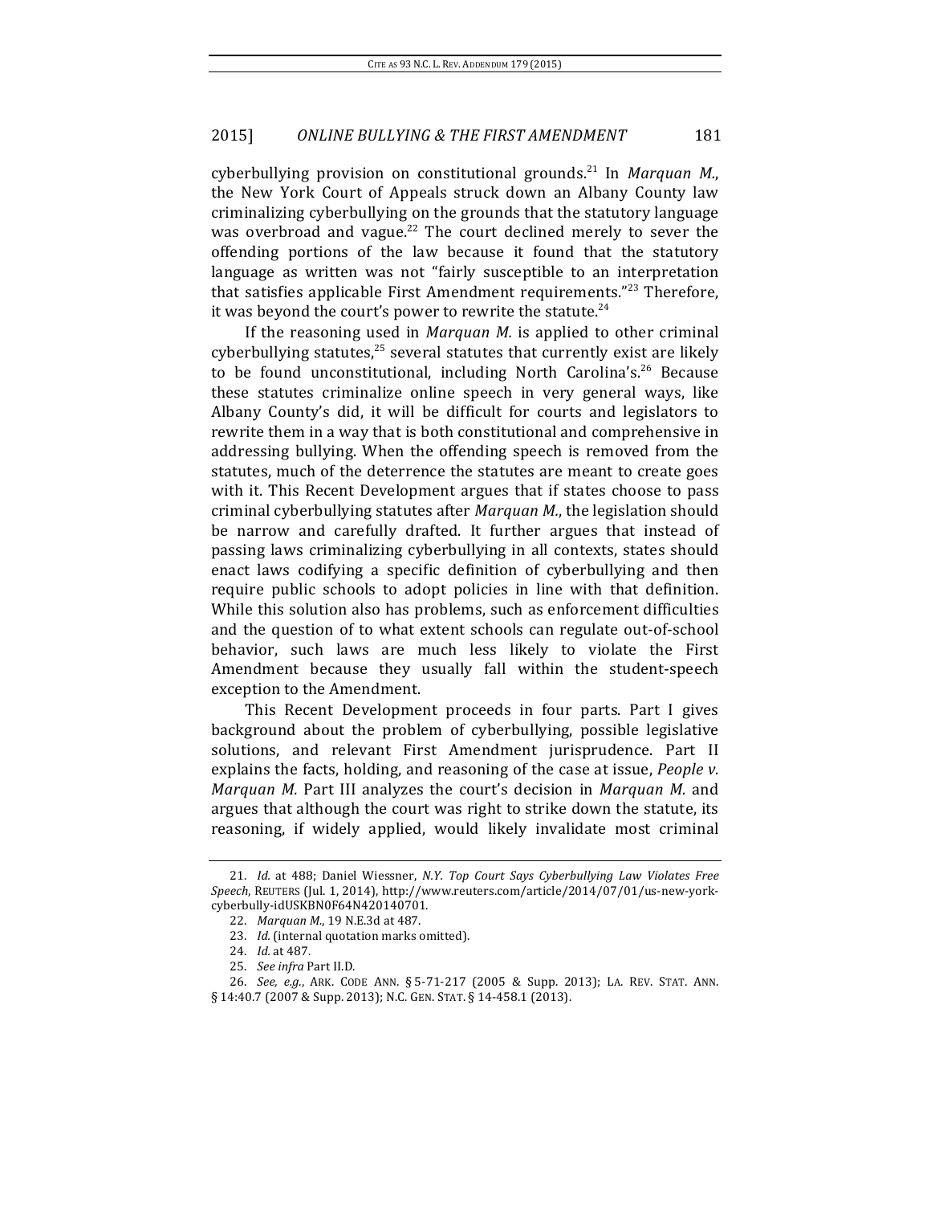cyberbullying provision on constitutional grounds.[21] In *Marquan M.*, the New York Court of Appeals struck down an Albany County law criminalizing cyberbullying on the grounds that the statutory language was overbroad and vague.[22] The court declined merely to sever the offending portions of the law because it found that the statutory language as written was not "fairly susceptible to an interpretation that satisfies applicable First Amendment requirements."[23] Therefore, it was beyond the court's power to rewrite the statute.[24]

If the reasoning used in *Marquan M.* is applied to other criminal cyberbullying statutes,[25] several statutes that currently exist are likely to be found unconstitutional, including North Carolina's.[26] Because these statutes criminalize online speech in very general ways, like Albany County's did, it will be difficult for courts and legislators to rewrite them in a way that is both constitutional and comprehensive in addressing bullying. When the offending speech is removed from the statutes, much of the deterrence the statutes are meant to create goes with it. This Recent Development argues that if states choose to pass criminal cyberbullying statutes after *Marquan M.*, the legislation should be narrow and carefully drafted. It further argues that instead of passing laws criminalizing cyberbullying in all contexts, states should enact laws codifying a specific definition of cyberbullying and then require public schools to adopt policies in line with that definition. While this solution also has problems, such as enforcement difficulties and the question of to what extent schools can regulate out-of-school behavior, such laws are much less likely to violate the First Amendment because they usually fall within the student-speech exception to the Amendment.

This Recent Development proceeds in four parts. Part I gives background about the problem of cyberbullying, possible legislative solutions, and relevant First Amendment jurisprudence. Part II explains the facts, holding, and reasoning of the case at issue, *People v. Marquan M.* Part III analyzes the court's decision in *Marquan M.* and argues that although the court was right to strike down the statute, its reasoning, if widely applied, would likely invalidate most criminal

---

21. *Id.* at 488; Daniel Wiessner, *N.Y. Top Court Says Cyberbullying Law Violates Free Speech*, REUTERS (Jul. 1, 2014), http://www.reuters.com/article/2014/07/01/us-new-york-cyberbully-idUSKBN0F64N420140701.

22. *Marquan M.*, 19 N.E.3d at 487.

23. *Id.* (internal quotation marks omitted).

24. *Id.* at 487.

25. *See infra* Part II.D.

26. *See, e.g.*, ARK. CODE ANN. § 5-71-217 (2005 & Supp. 2013); LA. REV. STAT. ANN. § 14:40.7 (2007 & Supp. 2013); N.C. GEN. STAT. § 14-458.1 (2013).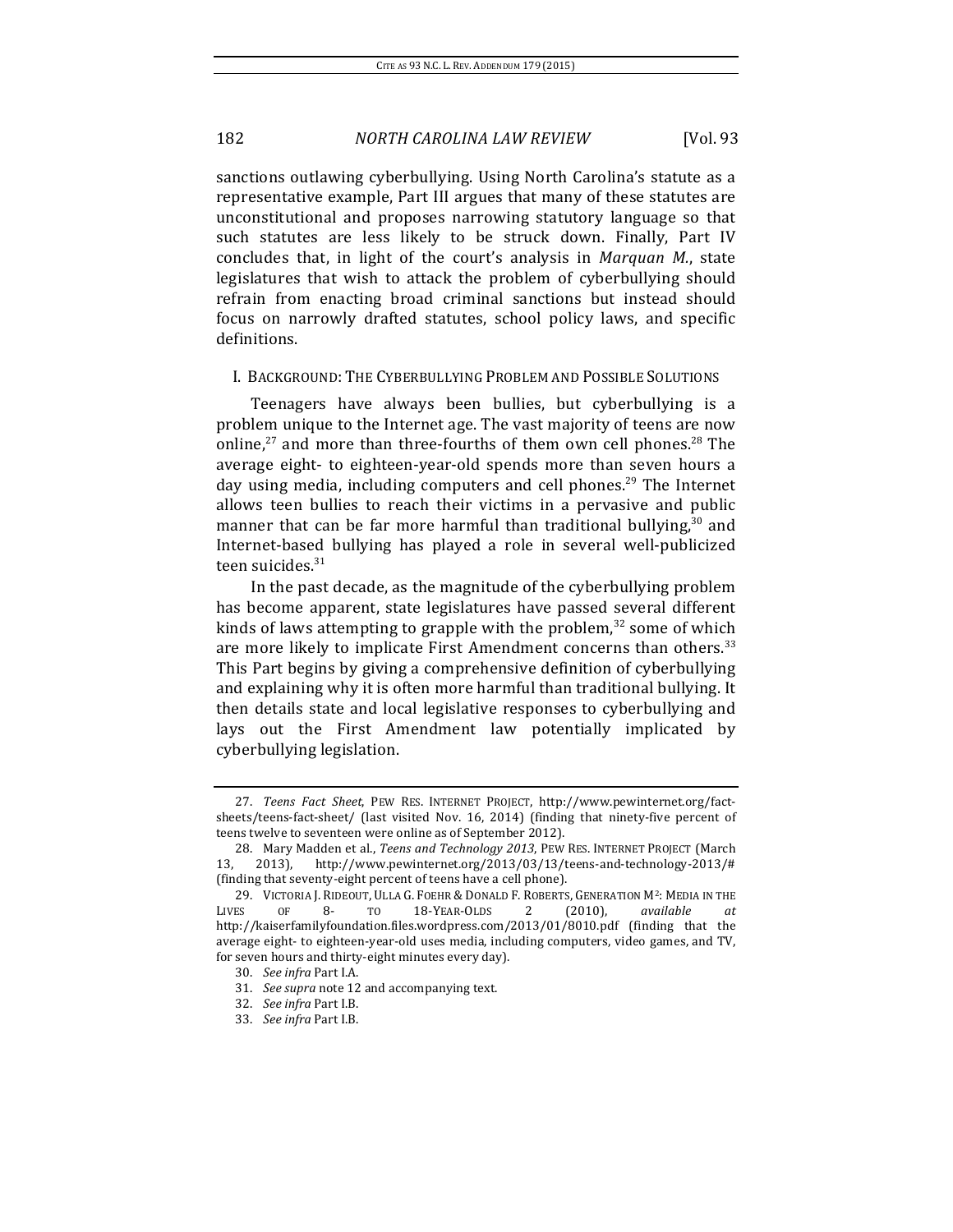sanctions outlawing cyberbullying. Using North Carolina's statute as a representative example, Part III argues that many of these statutes are unconstitutional and proposes narrowing statutory language so that such statutes are less likely to be struck down. Finally, Part IV concludes that, in light of the court's analysis in *Marquan M.*, state legislatures that wish to attack the problem of cyberbullying should refrain from enacting broad criminal sanctions but instead should focus on narrowly drafted statutes, school policy laws, and specific definitions.

## I. BACKGROUND: THE CYBERBULLYING PROBLEM AND POSSIBLE SOLUTIONS

Teenagers have always been bullies, but cyberbullying is a problem unique to the Internet age. The vast majority of teens are now online,[27] and more than three-fourths of them own cell phones.[28] The average eight- to eighteen-year-old spends more than seven hours a day using media, including computers and cell phones.[29] The Internet allows teen bullies to reach their victims in a pervasive and public manner that can be far more harmful than traditional bullying,[30] and Internet-based bullying has played a role in several well-publicized teen suicides.[31]

In the past decade, as the magnitude of the cyberbullying problem has become apparent, state legislatures have passed several different kinds of laws attempting to grapple with the problem,[32] some of which are more likely to implicate First Amendment concerns than others.[33] This Part begins by giving a comprehensive definition of cyberbullying and explaining why it is often more harmful than traditional bullying. It then details state and local legislative responses to cyberbullying and lays out the First Amendment law potentially implicated by cyberbullying legislation.

---

27. *Teens Fact Sheet*, PEW RES. INTERNET PROJECT, http://www.pewinternet.org/fact-sheets/teens-fact-sheet/ (last visited Nov. 16, 2014) (finding that ninety-five percent of teens twelve to seventeen were online as of September 2012).

28. Mary Madden et al., *Teens and Technology 2013*, PEW RES. INTERNET PROJECT (March 13, 2013), http://www.pewinternet.org/2013/03/13/teens-and-technology-2013/# (finding that seventy-eight percent of teens have a cell phone).

29. VICTORIA J. RIDEOUT, ULLA G. FOEHR & DONALD F. ROBERTS, GENERATION M²: MEDIA IN THE LIVES OF 8- TO 18-YEAR-OLDS 2 (2010), *available at* http://kaiserfamilyfoundation.files.wordpress.com/2013/01/8010.pdf (finding that the average eight- to eighteen-year-old uses media, including computers, video games, and TV, for seven hours and thirty-eight minutes every day).

30. *See infra* Part I.A.

31. *See supra* note 12 and accompanying text.

32. *See infra* Part I.B.

33. *See infra* Part I.B.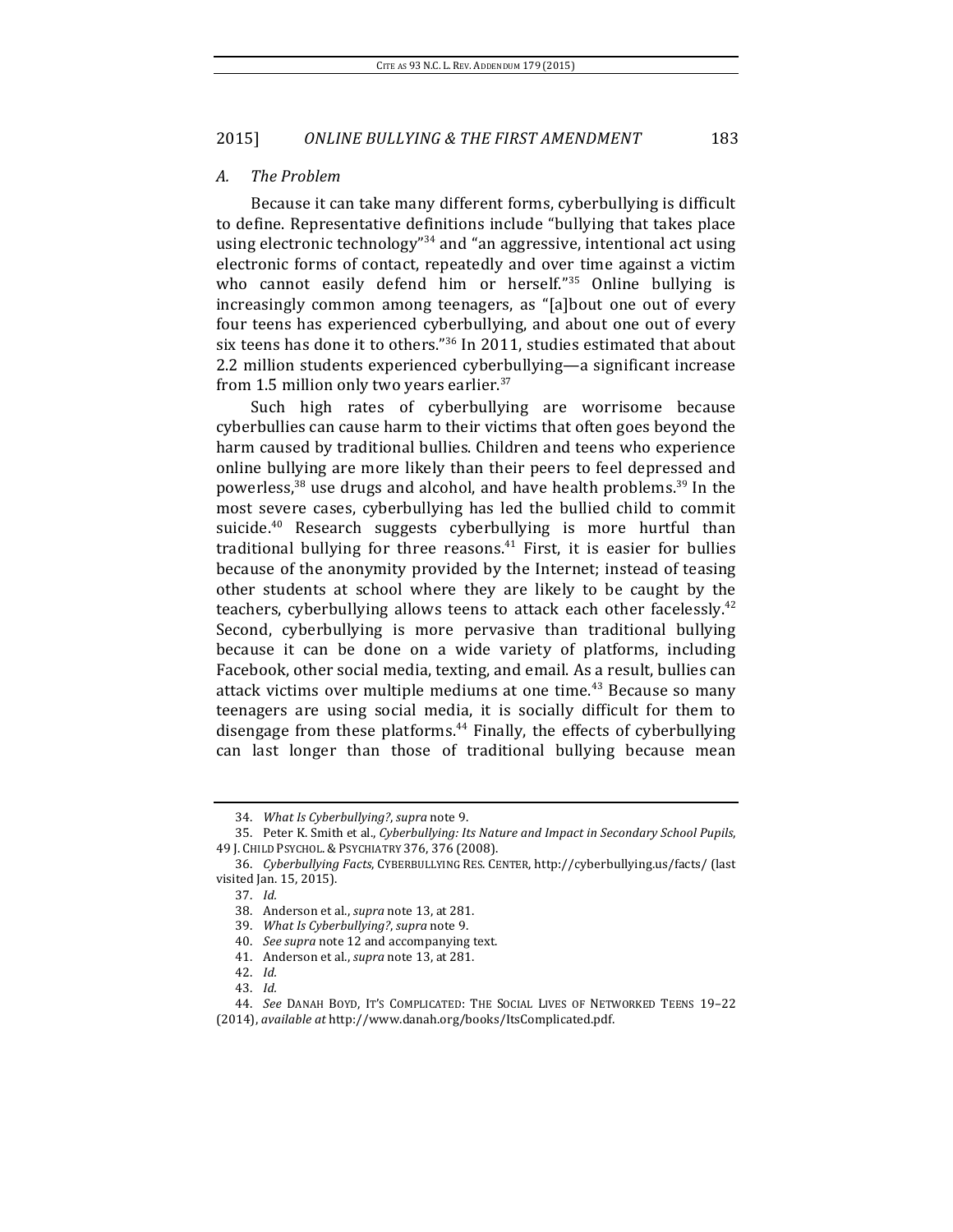### *A. The Problem*

Because it can take many different forms, cyberbullying is difficult to define. Representative definitions include "bullying that takes place using electronic technology"[34] and "an aggressive, intentional act using electronic forms of contact, repeatedly and over time against a victim who cannot easily defend him or herself."[35] Online bullying is increasingly common among teenagers, as "[a]bout one out of every four teens has experienced cyberbullying, and about one out of every six teens has done it to others."[36] In 2011, studies estimated that about 2.2 million students experienced cyberbullying—a significant increase from 1.5 million only two years earlier.[37]

Such high rates of cyberbullying are worrisome because cyberbullies can cause harm to their victims that often goes beyond the harm caused by traditional bullies. Children and teens who experience online bullying are more likely than their peers to feel depressed and powerless,[38] use drugs and alcohol, and have health problems.[39] In the most severe cases, cyberbullying has led the bullied child to commit suicide.[40] Research suggests cyberbullying is more hurtful than traditional bullying for three reasons.[41] First, it is easier for bullies because of the anonymity provided by the Internet; instead of teasing other students at school where they are likely to be caught by the teachers, cyberbullying allows teens to attack each other facelessly.[42] Second, cyberbullying is more pervasive than traditional bullying because it can be done on a wide variety of platforms, including Facebook, other social media, texting, and email. As a result, bullies can attack victims over multiple mediums at one time.[43] Because so many teenagers are using social media, it is socially difficult for them to disengage from these platforms.[44] Finally, the effects of cyberbullying can last longer than those of traditional bullying because mean

---

34. *What Is Cyberbullying?*, *supra* note 9.

35. Peter K. Smith et al., *Cyberbullying: Its Nature and Impact in Secondary School Pupils*, 49 J. CHILD PSYCHOL. & PSYCHIATRY 376, 376 (2008).

36. *Cyberbullying Facts*, CYBERBULLYING RES. CENTER, http://cyberbullying.us/facts/ (last visited Jan. 15, 2015).

37. *Id.*

38. Anderson et al., *supra* note 13, at 281.

39. *What Is Cyberbullying?*, *supra* note 9.

40. *See supra* note 12 and accompanying text.

41. Anderson et al., *supra* note 13, at 281.

42. *Id.*

43. *Id.*

44. *See* DANAH BOYD, IT'S COMPLICATED: THE SOCIAL LIVES OF NETWORKED TEENS 19–22 (2014), *available at* http://www.danah.org/books/ItsComplicated.pdf.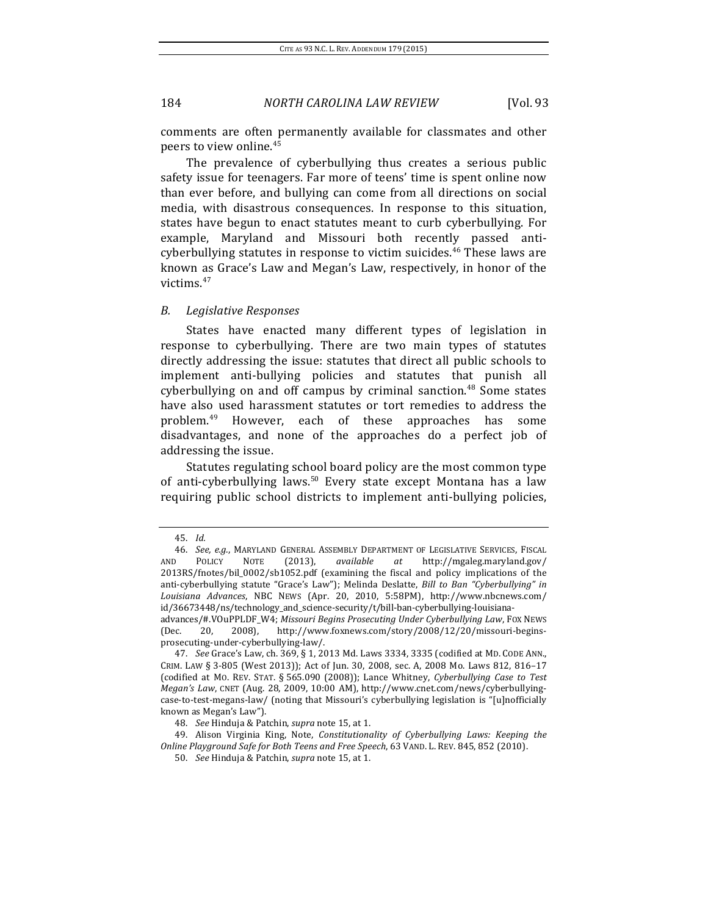comments are often permanently available for classmates and other peers to view online.[45]

The prevalence of cyberbullying thus creates a serious public safety issue for teenagers. Far more of teens' time is spent online now than ever before, and bullying can come from all directions on social media, with disastrous consequences. In response to this situation, states have begun to enact statutes meant to curb cyberbullying. For example, Maryland and Missouri both recently passed anti-cyberbullying statutes in response to victim suicides.[46] These laws are known as Grace's Law and Megan's Law, respectively, in honor of the victims.[47]

### *B. Legislative Responses*

States have enacted many different types of legislation in response to cyberbullying. There are two main types of statutes directly addressing the issue: statutes that direct all public schools to implement anti-bullying policies and statutes that punish all cyberbullying on and off campus by criminal sanction.[48] Some states have also used harassment statutes or tort remedies to address the problem.[49] However, each of these approaches has some disadvantages, and none of the approaches do a perfect job of addressing the issue.

Statutes regulating school board policy are the most common type of anti-cyberbullying laws.[50] Every state except Montana has a law requiring public school districts to implement anti-bullying policies,

---

45. *Id.*

46. *See, e.g.*, MARYLAND GENERAL ASSEMBLY DEPARTMENT OF LEGISLATIVE SERVICES, FISCAL AND POLICY NOTE (2013), *available at* http://mgaleg.maryland.gov/2013RS/fnotes/bil_0002/sb1052.pdf (examining the fiscal and policy implications of the anti-cyberbullying statute "Grace's Law"); Melinda Deslatte, *Bill to Ban "Cyberbullying" in Louisiana Advances*, NBC NEWS (Apr. 20, 2010, 5:58PM), http://www.nbcnews.com/id/36673448/ns/technology_and_science-security/t/bill-ban-cyberbullying-louisiana-advances/#.VOuPPLDF_W4; *Missouri Begins Prosecuting Under Cyberbullying Law*, FOX NEWS (Dec. 20, 2008), http://www.foxnews.com/story/2008/12/20/missouri-begins-prosecuting-under-cyberbullying-law/.

47. *See* Grace's Law, ch. 369, § 1, 2013 Md. Laws 3334, 3335 (codified at MD. CODE ANN., CRIM. LAW § 3-805 (West 2013)); Act of Jun. 30, 2008, sec. A, 2008 Mo. Laws 812, 816–17 (codified at MO. REV. STAT. § 565.090 (2008)); Lance Whitney, *Cyberbullying Case to Test Megan's Law*, CNET (Aug. 28, 2009, 10:00 AM), http://www.cnet.com/news/cyberbullying-case-to-test-megans-law/ (noting that Missouri's cyberbullying legislation is "[u]nofficially known as Megan's Law").

48. *See* Hinduja & Patchin, *supra* note 15, at 1.

49. Alison Virginia King, Note, *Constitutionality of Cyberbullying Laws: Keeping the Online Playground Safe for Both Teens and Free Speech*, 63 VAND. L. REV. 845, 852 (2010).

50. *See* Hinduja & Patchin, *supra* note 15, at 1.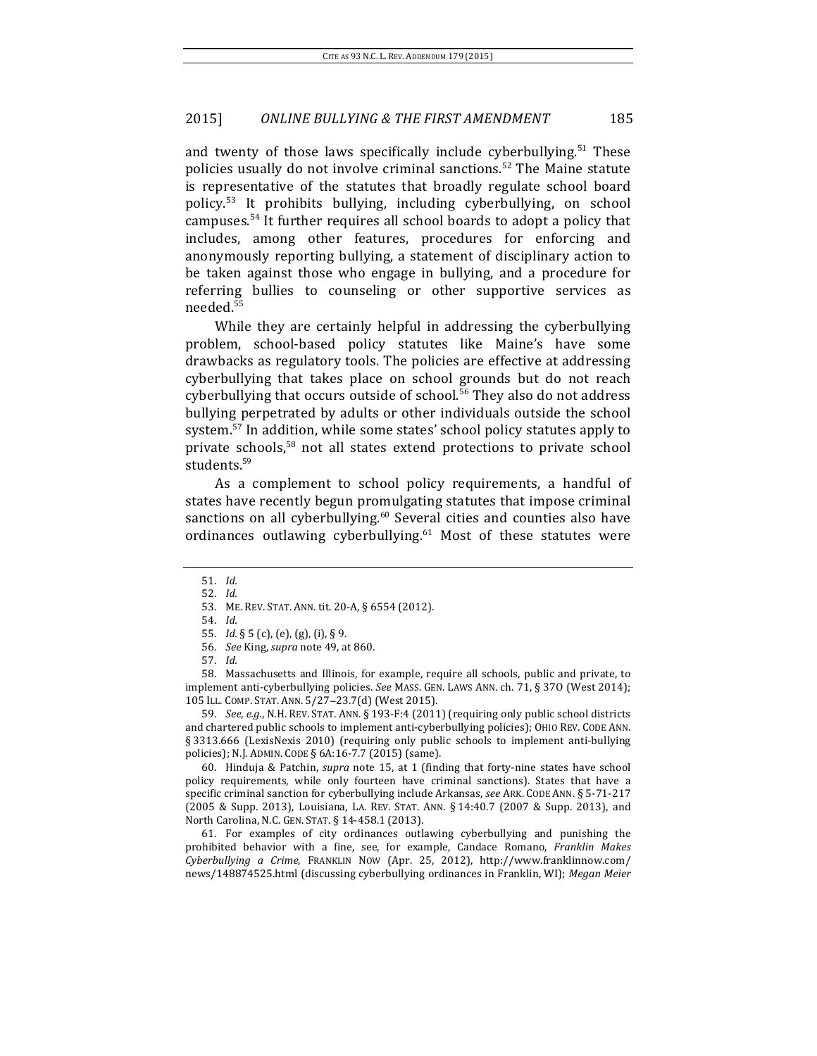and twenty of those laws specifically include cyberbullying.[51] These policies usually do not involve criminal sanctions.[52] The Maine statute is representative of the statutes that broadly regulate school board policy.[53] It prohibits bullying, including cyberbullying, on school campuses.[54] It further requires all school boards to adopt a policy that includes, among other features, procedures for enforcing and anonymously reporting bullying, a statement of disciplinary action to be taken against those who engage in bullying, and a procedure for referring bullies to counseling or other supportive services as needed.[55]

While they are certainly helpful in addressing the cyberbullying problem, school-based policy statutes like Maine's have some drawbacks as regulatory tools. The policies are effective at addressing cyberbullying that takes place on school grounds but do not reach cyberbullying that occurs outside of school.[56] They also do not address bullying perpetrated by adults or other individuals outside the school system.[57] In addition, while some states' school policy statutes apply to private schools,[58] not all states extend protections to private school students.[59]

As a complement to school policy requirements, a handful of states have recently begun promulgating statutes that impose criminal sanctions on all cyberbullying.[60] Several cities and counties also have ordinances outlawing cyberbullying.[61] Most of these statutes were

---

51. *Id.*

52. *Id.*

53. ME. REV. STAT. ANN. tit. 20-A, § 6554 (2012).

54. *Id.*

55. *Id.* § 5 (c), (e), (g), (i), § 9.

56. *See* King, *supra* note 49, at 860.

57. *Id.*

58. Massachusetts and Illinois, for example, require all schools, public and private, to implement anti-cyberbullying policies. *See* MASS. GEN. LAWS ANN. ch. 71, § 37O (West 2014); 105 ILL. COMP. STAT. ANN. 5/27–23.7(d) (West 2015).

59. *See, e.g.*, N.H. REV. STAT. ANN. § 193-F:4 (2011) (requiring only public school districts and chartered public schools to implement anti-cyberbullying policies); OHIO REV. CODE ANN. § 3313.666 (LexisNexis 2010) (requiring only public schools to implement anti-bullying policies); N.J. ADMIN. CODE § 6A:16-7.7 (2015) (same).

60. Hinduja & Patchin, *supra* note 15, at 1 (finding that forty-nine states have school policy requirements, while only fourteen have criminal sanctions). States that have a specific criminal sanction for cyberbullying include Arkansas, *see* ARK. CODE ANN. § 5-71-217 (2005 & Supp. 2013), Louisiana, LA. REV. STAT. ANN. § 14:40.7 (2007 & Supp. 2013), and North Carolina, N.C. GEN. STAT. § 14-458.1 (2013).

61. For examples of city ordinances outlawing cyberbullying and punishing the prohibited behavior with a fine, see, for example, Candace Romano, *Franklin Makes Cyberbullying a Crime*, FRANKLIN NOW (Apr. 25, 2012), http://www.franklinnow.com/news/148874525.html (discussing cyberbullying ordinances in Franklin, WI); *Megan Meier*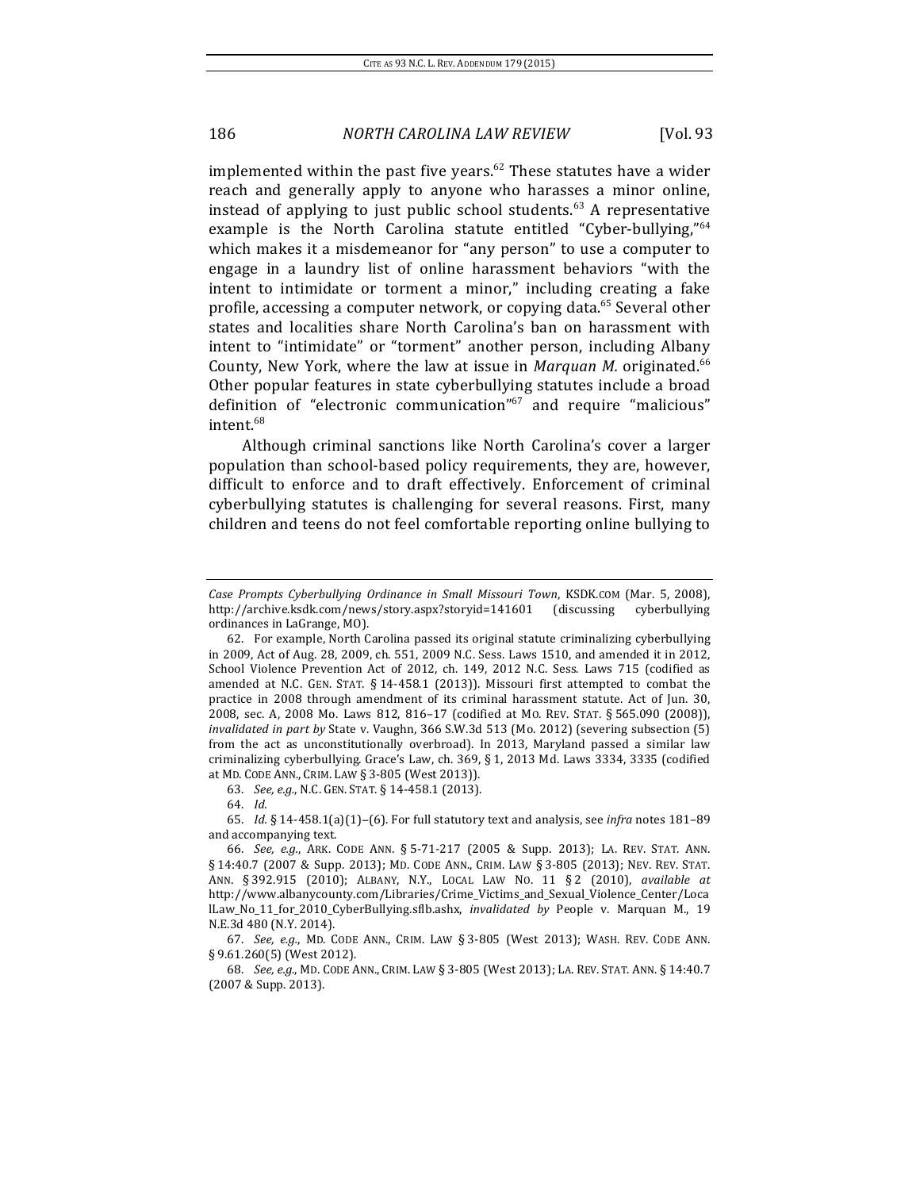implemented within the past five years.[62] These statutes have a wider reach and generally apply to anyone who harasses a minor online, instead of applying to just public school students.[63] A representative example is the North Carolina statute entitled "Cyber-bullying,"[64] which makes it a misdemeanor for "any person" to use a computer to engage in a laundry list of online harassment behaviors "with the intent to intimidate or torment a minor," including creating a fake profile, accessing a computer network, or copying data.[65] Several other states and localities share North Carolina's ban on harassment with intent to "intimidate" or "torment" another person, including Albany County, New York, where the law at issue in *Marquan M.* originated.[66] Other popular features in state cyberbullying statutes include a broad definition of "electronic communication"[67] and require "malicious" intent.[68]

Although criminal sanctions like North Carolina's cover a larger population than school-based policy requirements, they are, however, difficult to enforce and to draft effectively. Enforcement of criminal cyberbullying statutes is challenging for several reasons. First, many children and teens do not feel comfortable reporting online bullying to

---

*Case Prompts Cyberbullying Ordinance in Small Missouri Town*, KSDK.COM (Mar. 5, 2008), http://archive.ksdk.com/news/story.aspx?storyid=141601 (discussing cyberbullying ordinances in LaGrange, MO).

62. For example, North Carolina passed its original statute criminalizing cyberbullying in 2009, Act of Aug. 28, 2009, ch. 551, 2009 N.C. Sess. Laws 1510, and amended it in 2012, School Violence Prevention Act of 2012, ch. 149, 2012 N.C. Sess. Laws 715 (codified as amended at N.C. GEN. STAT. § 14-458.1 (2013)). Missouri first attempted to combat the practice in 2008 through amendment of its criminal harassment statute. Act of Jun. 30, 2008, sec. A, 2008 Mo. Laws 812, 816–17 (codified at MO. REV. STAT. § 565.090 (2008)), *invalidated in part by* State v. Vaughn, 366 S.W.3d 513 (Mo. 2012) (severing subsection (5) from the act as unconstitutionally overbroad). In 2013, Maryland passed a similar law criminalizing cyberbullying. Grace's Law, ch. 369, § 1, 2013 Md. Laws 3334, 3335 (codified at MD. CODE ANN., CRIM. LAW § 3-805 (West 2013)).

63. *See, e.g.*, N.C. GEN. STAT. § 14-458.1 (2013).

64. *Id.*

65. *Id.* § 14-458.1(a)(1)–(6). For full statutory text and analysis, see *infra* notes 181–89 and accompanying text.

66. *See, e.g.*, ARK. CODE ANN. § 5-71-217 (2005 & Supp. 2013); LA. REV. STAT. ANN. § 14:40.7 (2007 & Supp. 2013); MD. CODE ANN., CRIM. LAW § 3-805 (2013); NEV. REV. STAT. ANN. § 392.915 (2010); ALBANY, N.Y., LOCAL LAW NO. 11 § 2 (2010), *available at* http://www.albanycounty.com/Libraries/Crime_Victims_and_Sexual_Violence_Center/LocalLaw_No_11_for_2010_CyberBullying.sflb.ashx, *invalidated by* People v. Marquan M., 19 N.E.3d 480 (N.Y. 2014).

67. *See, e.g.*, MD. CODE ANN., CRIM. LAW § 3-805 (West 2013); WASH. REV. CODE ANN. § 9.61.260(5) (West 2012).

68. *See, e.g.*, MD. CODE ANN., CRIM. LAW § 3-805 (West 2013); LA. REV. STAT. ANN. § 14:40.7 (2007 & Supp. 2013).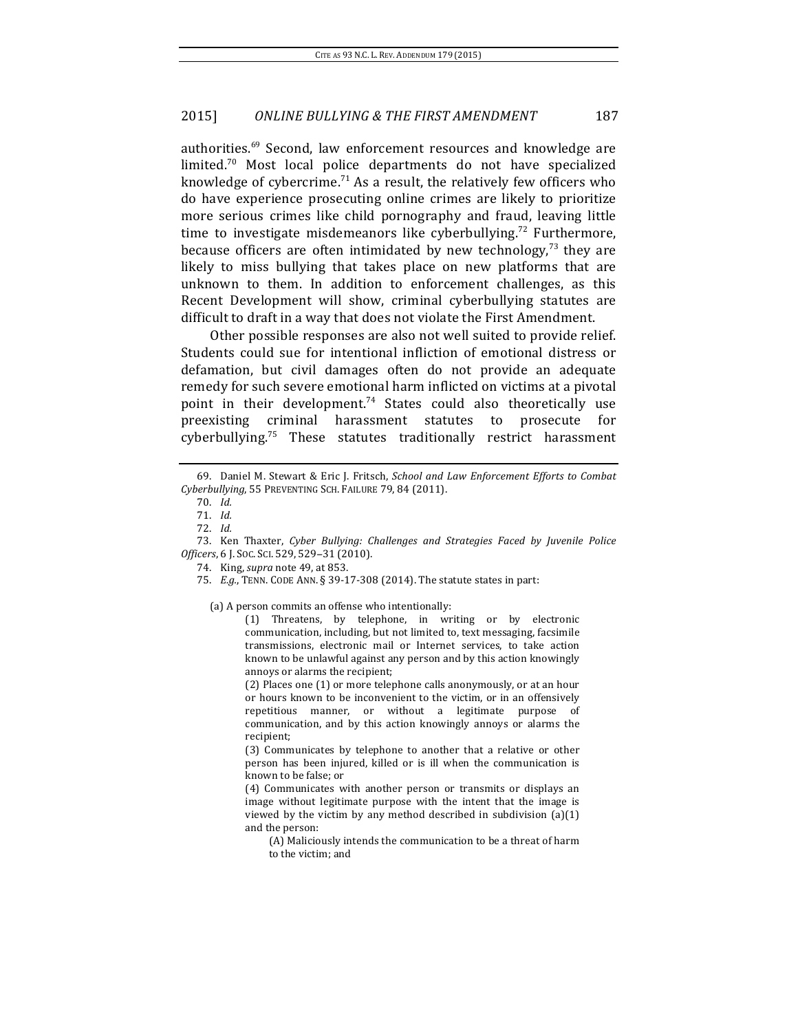authorities.[69] Second, law enforcement resources and knowledge are limited.[70] Most local police departments do not have specialized knowledge of cybercrime.[71] As a result, the relatively few officers who do have experience prosecuting online crimes are likely to prioritize more serious crimes like child pornography and fraud, leaving little time to investigate misdemeanors like cyberbullying.[72] Furthermore, because officers are often intimidated by new technology,[73] they are likely to miss bullying that takes place on new platforms that are unknown to them. In addition to enforcement challenges, as this Recent Development will show, criminal cyberbullying statutes are difficult to draft in a way that does not violate the First Amendment.

Other possible responses are also not well suited to provide relief. Students could sue for intentional infliction of emotional distress or defamation, but civil damages often do not provide an adequate remedy for such severe emotional harm inflicted on victims at a pivotal point in their development.[74] States could also theoretically use preexisting criminal harassment statutes to prosecute for cyberbullying.[75] These statutes traditionally restrict harassment

---

69. Daniel M. Stewart & Eric J. Fritsch, *School and Law Enforcement Efforts to Combat Cyberbullying*, 55 PREVENTING SCH. FAILURE 79, 84 (2011).

70. *Id.*

71. *Id.*

72. *Id.*

73. Ken Thaxter, *Cyber Bullying: Challenges and Strategies Faced by Juvenile Police Officers*, 6 J. SOC. SCI. 529, 529–31 (2010).

74. King, *supra* note 49, at 853.

75. *E.g.*, TENN. CODE ANN. § 39-17-308 (2014). The statute states in part:

> (a) A person commits an offense who intentionally:
>
> (1) Threatens, by telephone, in writing or by electronic communication, including, but not limited to, text messaging, facsimile transmissions, electronic mail or Internet services, to take action known to be unlawful against any person and by this action knowingly annoys or alarms the recipient;
>
> (2) Places one (1) or more telephone calls anonymously, or at an hour or hours known to be inconvenient to the victim, or in an offensively repetitious manner, or without a legitimate purpose of communication, and by this action knowingly annoys or alarms the recipient;
>
> (3) Communicates by telephone to another that a relative or other person has been injured, killed or is ill when the communication is known to be false; or
>
> (4) Communicates with another person or transmits or displays an image without legitimate purpose with the intent that the image is viewed by the victim by any method described in subdivision (a)(1) and the person:
>
> (A) Maliciously intends the communication to be a threat of harm to the victim; and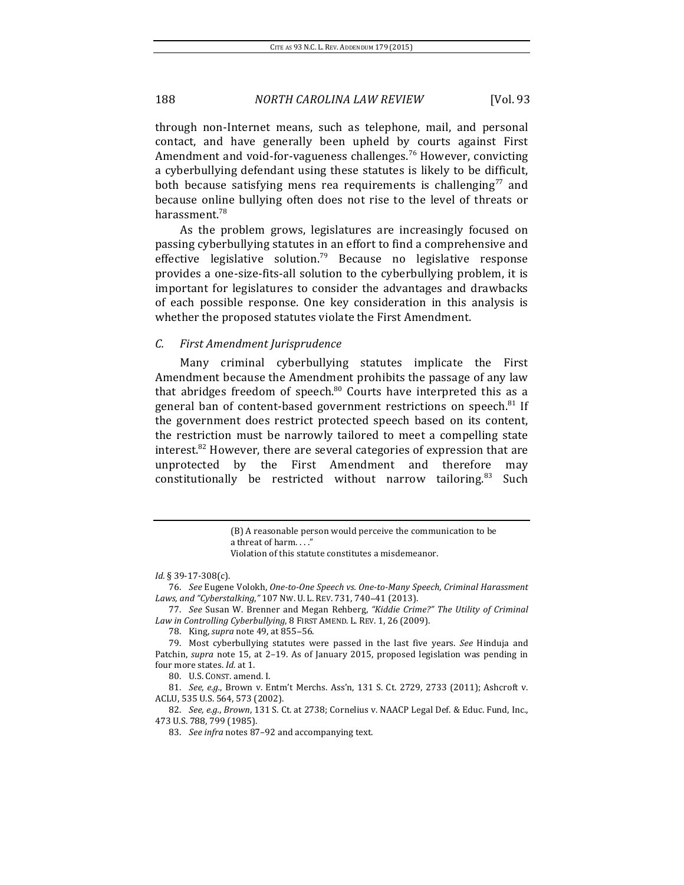through non-Internet means, such as telephone, mail, and personal contact, and have generally been upheld by courts against First Amendment and void-for-vagueness challenges.[76] However, convicting a cyberbullying defendant using these statutes is likely to be difficult, both because satisfying mens rea requirements is challenging[77] and because online bullying often does not rise to the level of threats or harassment.[78]

As the problem grows, legislatures are increasingly focused on passing cyberbullying statutes in an effort to find a comprehensive and effective legislative solution.[79] Because no legislative response provides a one-size-fits-all solution to the cyberbullying problem, it is important for legislatures to consider the advantages and drawbacks of each possible response. One key consideration in this analysis is whether the proposed statutes violate the First Amendment.

### *C. First Amendment Jurisprudence*

Many criminal cyberbullying statutes implicate the First Amendment because the Amendment prohibits the passage of any law that abridges freedom of speech.[80] Courts have interpreted this as a general ban of content-based government restrictions on speech.[81] If the government does restrict protected speech based on its content, the restriction must be narrowly tailored to meet a compelling state interest.[82] However, there are several categories of expression that are unprotected by the First Amendment and therefore may constitutionally be restricted without narrow tailoring.[83] Such

---

> (B) A reasonable person would perceive the communication to be a threat of harm. . . ."
>
> Violation of this statute constitutes a misdemeanor.

*Id.* § 39-17-308(c).

76. *See* Eugene Volokh, *One-to-One Speech vs. One-to-Many Speech, Criminal Harassment Laws, and "Cyberstalking*,*"* 107 NW. U. L. REV. 731, 740–41 (2013).

77. *See* Susan W. Brenner and Megan Rehberg, *"Kiddie Crime?" The Utility of Criminal Law in Controlling Cyberbullying*, 8 FIRST AMEND. L. REV. 1, 26 (2009).

78. King, *supra* note 49, at 855–56.

79. Most cyberbullying statutes were passed in the last five years. *See* Hinduja and Patchin, *supra* note 15, at 2–19. As of January 2015, proposed legislation was pending in four more states. *Id.* at 1.

80. U.S. CONST. amend. I.

81. *See, e.g.*, Brown v. Entm't Merchs. Ass'n, 131 S. Ct. 2729, 2733 (2011); Ashcroft v. ACLU, 535 U.S. 564, 573 (2002).

82. *See, e.g.*, *Brown*, 131 S. Ct. at 2738; Cornelius v. NAACP Legal Def. & Educ. Fund, Inc., 473 U.S. 788, 799 (1985).

83. *See infra* notes 87–92 and accompanying text.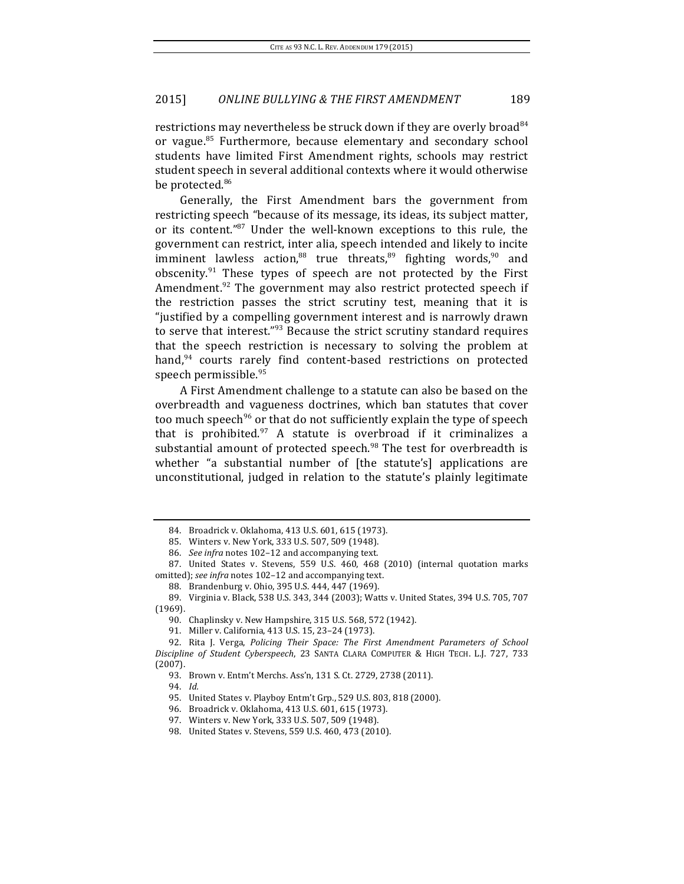restrictions may nevertheless be struck down if they are overly broad[84] or vague.[85] Furthermore, because elementary and secondary school students have limited First Amendment rights, schools may restrict student speech in several additional contexts where it would otherwise be protected.[86]

Generally, the First Amendment bars the government from restricting speech "because of its message, its ideas, its subject matter, or its content."[87] Under the well-known exceptions to this rule, the government can restrict, inter alia, speech intended and likely to incite imminent lawless action,[88] true threats,[89] fighting words,[90] and obscenity.[91] These types of speech are not protected by the First Amendment.[92] The government may also restrict protected speech if the restriction passes the strict scrutiny test, meaning that it is "justified by a compelling government interest and is narrowly drawn to serve that interest."[93] Because the strict scrutiny standard requires that the speech restriction is necessary to solving the problem at hand,[94] courts rarely find content-based restrictions on protected speech permissible.[95]

A First Amendment challenge to a statute can also be based on the overbreadth and vagueness doctrines, which ban statutes that cover too much speech[96] or that do not sufficiently explain the type of speech that is prohibited.[97] A statute is overbroad if it criminalizes a substantial amount of protected speech.[98] The test for overbreadth is whether "a substantial number of [the statute's] applications are unconstitutional, judged in relation to the statute's plainly legitimate

---

84. Broadrick v. Oklahoma, 413 U.S. 601, 615 (1973).

85. Winters v. New York, 333 U.S. 507, 509 (1948).

86. *See infra* notes 102–12 and accompanying text.

87. United States v. Stevens, 559 U.S. 460, 468 (2010) (internal quotation marks omitted); *see infra* notes 102–12 and accompanying text.

88. Brandenburg v. Ohio, 395 U.S. 444, 447 (1969).

89. Virginia v. Black, 538 U.S. 343, 344 (2003); Watts v. United States, 394 U.S. 705, 707 (1969).

90. Chaplinsky v. New Hampshire, 315 U.S. 568, 572 (1942).

91. Miller v. California, 413 U.S. 15, 23–24 (1973).

92. Rita J. Verga, *Policing Their Space: The First Amendment Parameters of School Discipline of Student Cyberspeech*, 23 SANTA CLARA COMPUTER & HIGH TECH. L.J. 727, 733 (2007).

93. Brown v. Entm't Merchs. Ass'n, 131 S. Ct. 2729, 2738 (2011).

94. *Id.*

95. United States v. Playboy Entm't Grp., 529 U.S. 803, 818 (2000).

96. Broadrick v. Oklahoma, 413 U.S. 601, 615 (1973).

97. Winters v. New York, 333 U.S. 507, 509 (1948).

98. United States v. Stevens, 559 U.S. 460, 473 (2010).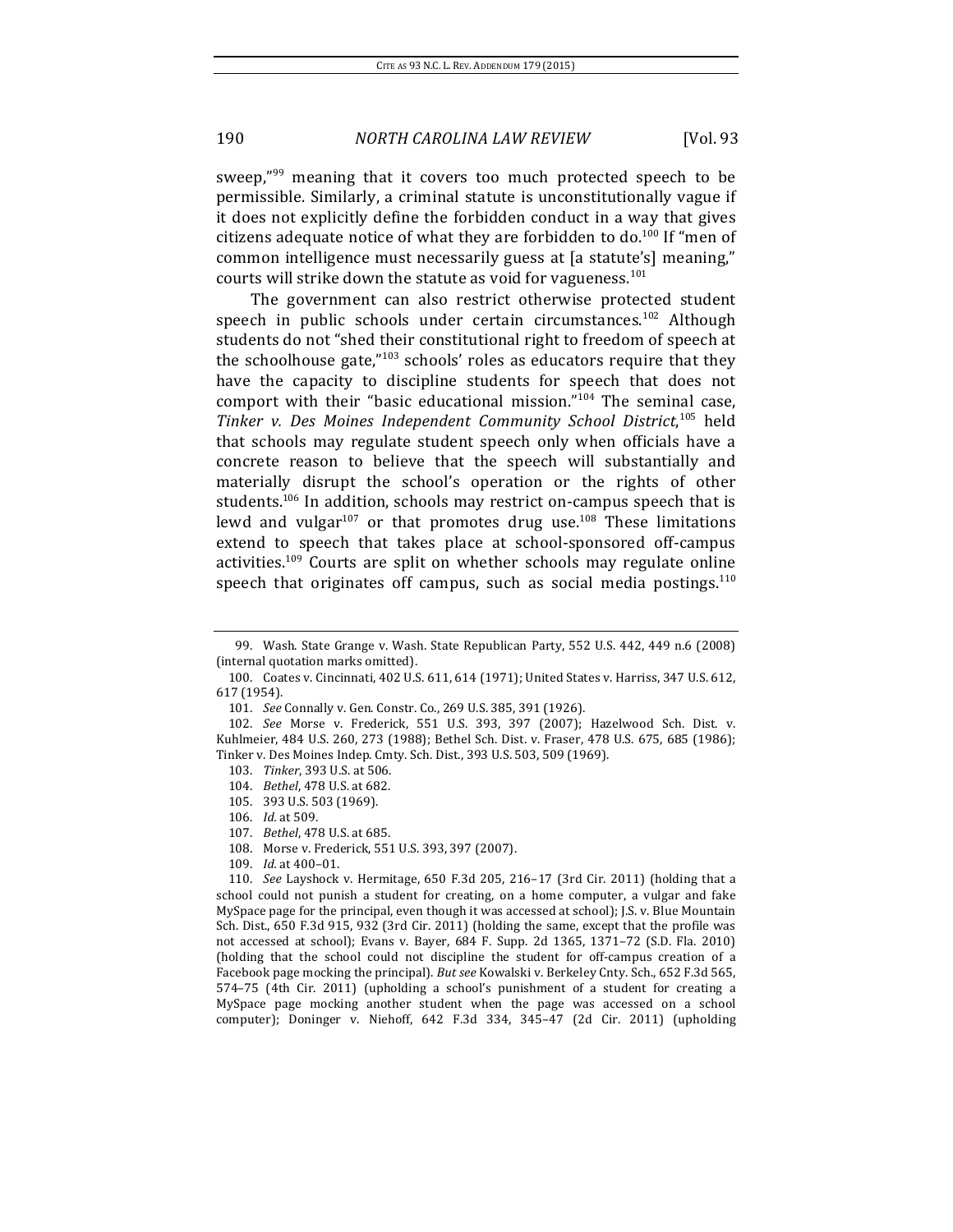sweep,"[99] meaning that it covers too much protected speech to be permissible. Similarly, a criminal statute is unconstitutionally vague if it does not explicitly define the forbidden conduct in a way that gives citizens adequate notice of what they are forbidden to do.[100] If "men of common intelligence must necessarily guess at [a statute's] meaning," courts will strike down the statute as void for vagueness.[101]

The government can also restrict otherwise protected student speech in public schools under certain circumstances.[102] Although students do not "shed their constitutional right to freedom of speech at the schoolhouse gate,"[103] schools' roles as educators require that they have the capacity to discipline students for speech that does not comport with their "basic educational mission."[104] The seminal case, *Tinker v. Des Moines Independent Community School District*,[105] held that schools may regulate student speech only when officials have a concrete reason to believe that the speech will substantially and materially disrupt the school's operation or the rights of other students.[106] In addition, schools may restrict on-campus speech that is lewd and vulgar[107] or that promotes drug use.[108] These limitations extend to speech that takes place at school-sponsored off-campus activities.[109] Courts are split on whether schools may regulate online speech that originates off campus, such as social media postings.[110]

---

99. Wash. State Grange v. Wash. State Republican Party, 552 U.S. 442, 449 n.6 (2008) (internal quotation marks omitted).

100. Coates v. Cincinnati, 402 U.S. 611, 614 (1971); United States v. Harriss, 347 U.S. 612, 617 (1954).

101. *See* Connally v. Gen. Constr. Co., 269 U.S. 385, 391 (1926).

102. *See* Morse v. Frederick, 551 U.S. 393, 397 (2007); Hazelwood Sch. Dist. v. Kuhlmeier, 484 U.S. 260, 273 (1988); Bethel Sch. Dist. v. Fraser, 478 U.S. 675, 685 (1986); Tinker v. Des Moines Indep. Cmty. Sch. Dist., 393 U.S. 503, 509 (1969).

103. *Tinker*, 393 U.S. at 506.

104. *Bethel*, 478 U.S. at 682.

105. 393 U.S. 503 (1969).

106. *Id.* at 509.

107. *Bethel*, 478 U.S. at 685.

108. Morse v. Frederick, 551 U.S. 393, 397 (2007).

109. *Id.* at 400–01.

110. *See* Layshock v. Hermitage, 650 F.3d 205, 216–17 (3rd Cir. 2011) (holding that a school could not punish a student for creating, on a home computer, a vulgar and fake MySpace page for the principal, even though it was accessed at school); J.S. v. Blue Mountain Sch. Dist., 650 F.3d 915, 932 (3rd Cir. 2011) (holding the same, except that the profile was not accessed at school); Evans v. Bayer, 684 F. Supp. 2d 1365, 1371–72 (S.D. Fla. 2010) (holding that the school could not discipline the student for off-campus creation of a Facebook page mocking the principal). *But see* Kowalski v. Berkeley Cnty. Sch., 652 F.3d 565, 574–75 (4th Cir. 2011) (upholding a school's punishment of a student for creating a MySpace page mocking another student when the page was accessed on a school computer); Doninger v. Niehoff, 642 F.3d 334, 345–47 (2d Cir. 2011) (upholding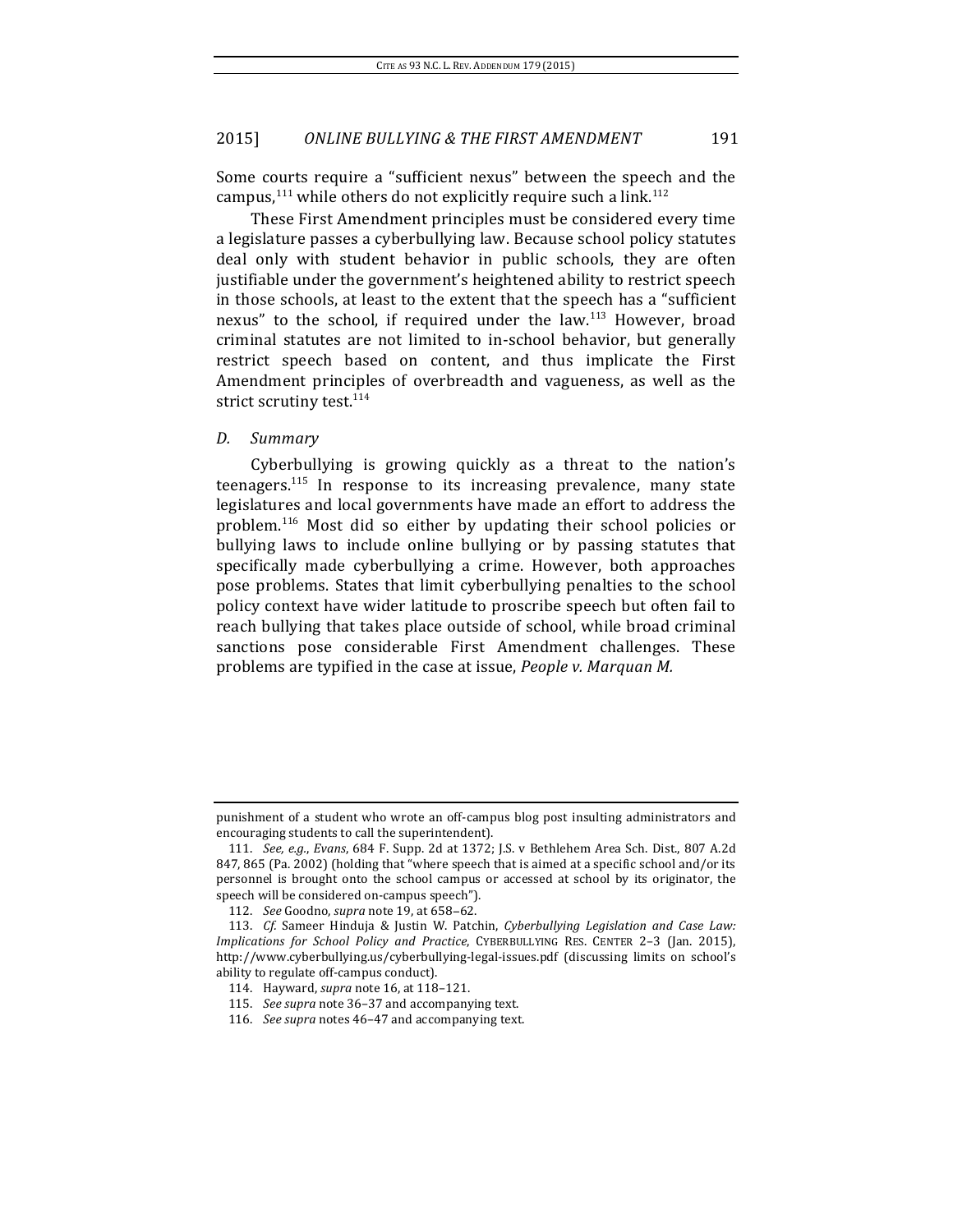Some courts require a "sufficient nexus" between the speech and the campus,[111] while others do not explicitly require such a link.[112]

These First Amendment principles must be considered every time a legislature passes a cyberbullying law. Because school policy statutes deal only with student behavior in public schools, they are often justifiable under the government's heightened ability to restrict speech in those schools, at least to the extent that the speech has a "sufficient nexus" to the school, if required under the law.[113] However, broad criminal statutes are not limited to in-school behavior, but generally restrict speech based on content, and thus implicate the First Amendment principles of overbreadth and vagueness, as well as the strict scrutiny test.[114]

### *D. Summary*

Cyberbullying is growing quickly as a threat to the nation's teenagers.[115] In response to its increasing prevalence, many state legislatures and local governments have made an effort to address the problem.[116] Most did so either by updating their school policies or bullying laws to include online bullying or by passing statutes that specifically made cyberbullying a crime. However, both approaches pose problems. States that limit cyberbullying penalties to the school policy context have wider latitude to proscribe speech but often fail to reach bullying that takes place outside of school, while broad criminal sanctions pose considerable First Amendment challenges. These problems are typified in the case at issue, *People v. Marquan M.*

---

punishment of a student who wrote an off-campus blog post insulting administrators and encouraging students to call the superintendent).

111. *See, e.g.*, *Evans*, 684 F. Supp. 2d at 1372; J.S. v Bethlehem Area Sch. Dist., 807 A.2d 847, 865 (Pa. 2002) (holding that "where speech that is aimed at a specific school and/or its personnel is brought onto the school campus or accessed at school by its originator, the speech will be considered on-campus speech").

112. *See* Goodno, *supra* note 19, at 658–62.

113. *Cf.* Sameer Hinduja & Justin W. Patchin, *Cyberbullying Legislation and Case Law: Implications for School Policy and Practice*, CYBERBULLYING RES. CENTER 2–3 (Jan. 2015), http://www.cyberbullying.us/cyberbullying-legal-issues.pdf (discussing limits on school's ability to regulate off-campus conduct).

114. Hayward, *supra* note 16, at 118–121.

115. *See supra* note 36–37 and accompanying text.

116. *See supra* notes 46–47 and accompanying text.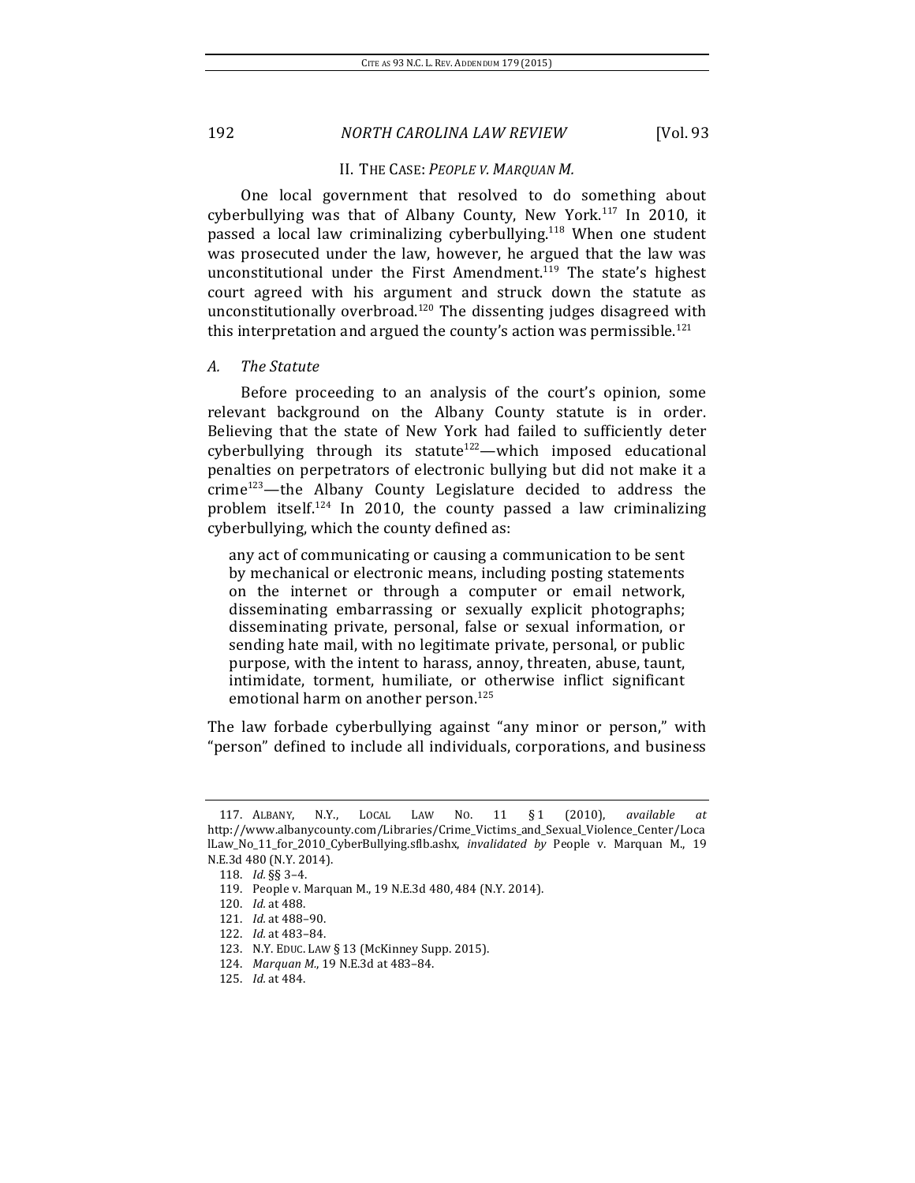## II. THE CASE: *PEOPLE V. MARQUAN M.*

One local government that resolved to do something about cyberbullying was that of Albany County, New York.[117] In 2010, it passed a local law criminalizing cyberbullying.[118] When one student was prosecuted under the law, however, he argued that the law was unconstitutional under the First Amendment.[119] The state's highest court agreed with his argument and struck down the statute as unconstitutionally overbroad.[120] The dissenting judges disagreed with this interpretation and argued the county's action was permissible.[121]

### *A. The Statute*

Before proceeding to an analysis of the court's opinion, some relevant background on the Albany County statute is in order. Believing that the state of New York had failed to sufficiently deter cyberbullying through its statute[122]—which imposed educational penalties on perpetrators of electronic bullying but did not make it a crime[123]—the Albany County Legislature decided to address the problem itself.[124] In 2010, the county passed a law criminalizing cyberbullying, which the county defined as:

> any act of communicating or causing a communication to be sent by mechanical or electronic means, including posting statements on the internet or through a computer or email network, disseminating embarrassing or sexually explicit photographs; disseminating private, personal, false or sexual information, or sending hate mail, with no legitimate private, personal, or public purpose, with the intent to harass, annoy, threaten, abuse, taunt, intimidate, torment, humiliate, or otherwise inflict significant emotional harm on another person.[125]

The law forbade cyberbullying against "any minor or person," with "person" defined to include all individuals, corporations, and business

---

117. ALBANY, N.Y., LOCAL LAW NO. 11 § 1 (2010), *available at* http://www.albanycounty.com/Libraries/Crime_Victims_and_Sexual_Violence_Center/LocalLaw_No_11_for_2010_CyberBullying.sflb.ashx, *invalidated by* People v. Marquan M., 19 N.E.3d 480 (N.Y. 2014).

118. *Id.* §§ 3–4.

119. People v. Marquan M., 19 N.E.3d 480, 484 (N.Y. 2014).

120. *Id.* at 488.

121. *Id.* at 488–90.

122. *Id.* at 483–84.

123. N.Y. EDUC. LAW § 13 (McKinney Supp. 2015).

124. *Marquan M.*, 19 N.E.3d at 483–84.

125. *Id.* at 484.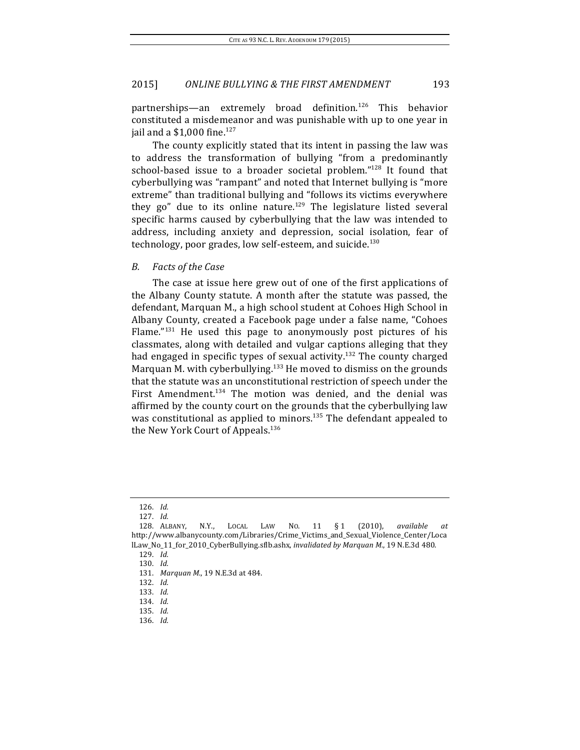partnerships—an extremely broad definition.[126] This behavior constituted a misdemeanor and was punishable with up to one year in jail and a $1,000 fine.[127]

The county explicitly stated that its intent in passing the law was to address the transformation of bullying "from a predominantly school-based issue to a broader societal problem."[128] It found that cyberbullying was "rampant" and noted that Internet bullying is "more extreme" than traditional bullying and "follows its victims everywhere they go" due to its online nature.[129] The legislature listed several specific harms caused by cyberbullying that the law was intended to address, including anxiety and depression, social isolation, fear of technology, poor grades, low self-esteem, and suicide.[130]

### *B. Facts of the Case*

The case at issue here grew out of one of the first applications of the Albany County statute. A month after the statute was passed, the defendant, Marquan M., a high school student at Cohoes High School in Albany County, created a Facebook page under a false name, "Cohoes Flame."[131] He used this page to anonymously post pictures of his classmates, along with detailed and vulgar captions alleging that they had engaged in specific types of sexual activity.[132] The county charged Marquan M. with cyberbullying.[133] He moved to dismiss on the grounds that the statute was an unconstitutional restriction of speech under the First Amendment.[134] The motion was denied, and the denial was affirmed by the county court on the grounds that the cyberbullying law was constitutional as applied to minors.[135] The defendant appealed to the New York Court of Appeals.[136]

---

126. *Id.*

127. *Id.*

128. ALBANY, N.Y., LOCAL LAW NO. 11 § 1 (2010), *available at* http://www.albanycounty.com/Libraries/Crime_Victims_and_Sexual_Violence_Center/LocalLaw_No_11_for_2010_CyberBullying.sflb.ashx, *invalidated by Marquan M.*, 19 N.E.3d 480.

129. *Id.*

130. *Id.*

131. *Marquan M.*, 19 N.E.3d at 484.

132. *Id.*

133. *Id.*

134. *Id.*

135. *Id.*

136. *Id.*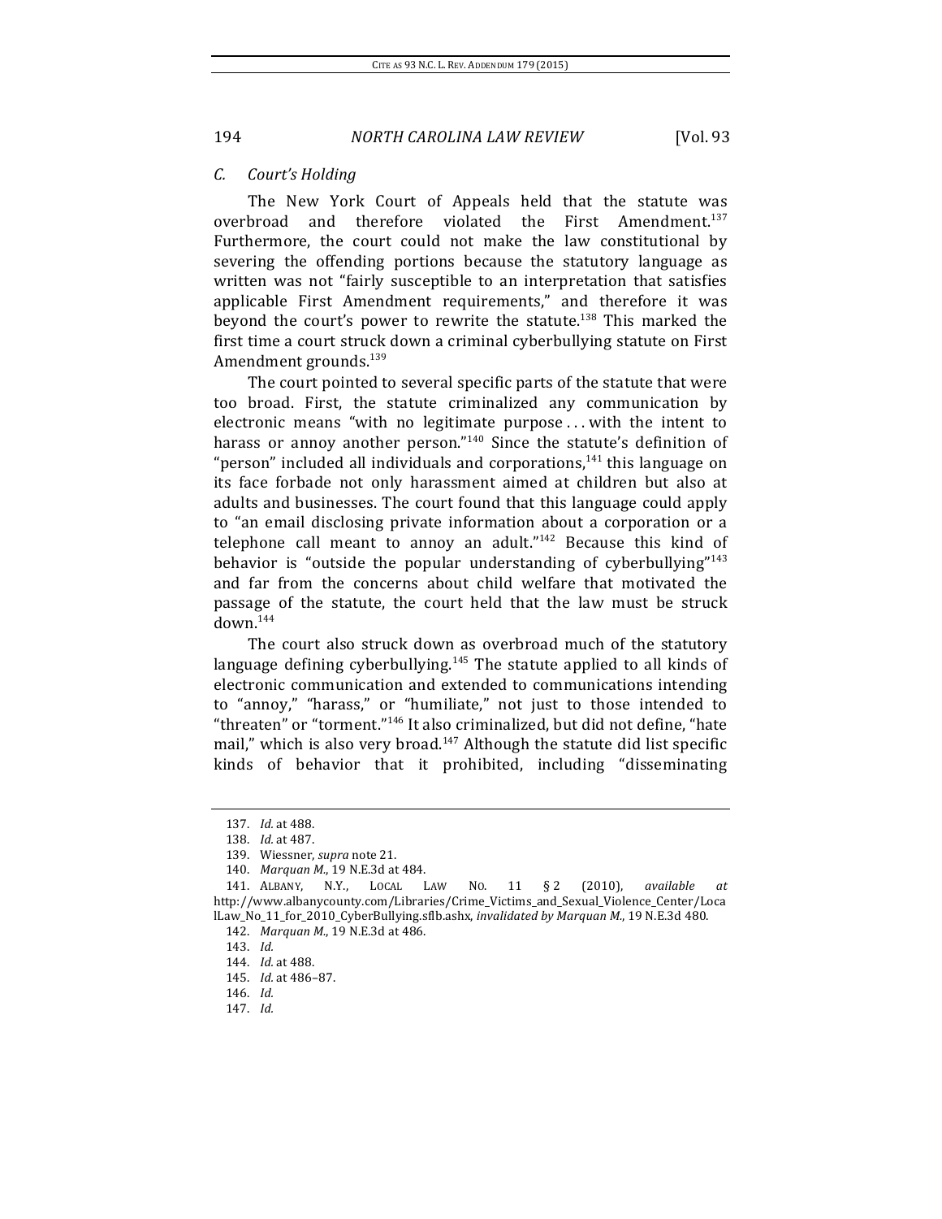### C. *Court's Holding*

The New York Court of Appeals held that the statute was overbroad and therefore violated the First Amendment.[137] Furthermore, the court could not make the law constitutional by severing the offending portions because the statutory language as written was not "fairly susceptible to an interpretation that satisfies applicable First Amendment requirements," and therefore it was beyond the court's power to rewrite the statute.[138] This marked the first time a court struck down a criminal cyberbullying statute on First Amendment grounds.[139]

The court pointed to several specific parts of the statute that were too broad. First, the statute criminalized any communication by electronic means "with no legitimate purpose . . . with the intent to harass or annoy another person."[140] Since the statute's definition of "person" included all individuals and corporations,[141] this language on its face forbade not only harassment aimed at children but also at adults and businesses. The court found that this language could apply to "an email disclosing private information about a corporation or a telephone call meant to annoy an adult."[142] Because this kind of behavior is "outside the popular understanding of cyberbullying"[143] and far from the concerns about child welfare that motivated the passage of the statute, the court held that the law must be struck down.[144]

The court also struck down as overbroad much of the statutory language defining cyberbullying.[145] The statute applied to all kinds of electronic communication and extended to communications intending to "annoy," "harass," or "humiliate," not just to those intended to "threaten" or "torment."[146] It also criminalized, but did not define, "hate mail," which is also very broad.[147] Although the statute did list specific kinds of behavior that it prohibited, including "disseminating

---

137. *Id.* at 488.

138. *Id.* at 487.

139. Wiessner, *supra* note 21.

140. *Marquan M.*, 19 N.E.3d at 484.

141. ALBANY, N.Y., LOCAL LAW NO. 11 § 2 (2010), *available at* http://www.albanycounty.com/Libraries/Crime_Victims_and_Sexual_Violence_Center/LocalLaw_No_11_for_2010_CyberBullying.sflb.ashx, *invalidated by Marquan M.*, 19 N.E.3d 480.

142. *Marquan M.*, 19 N.E.3d at 486.

143. *Id.*

144. *Id.* at 488.

145. *Id.* at 486–87.

146. *Id.*

147. *Id.*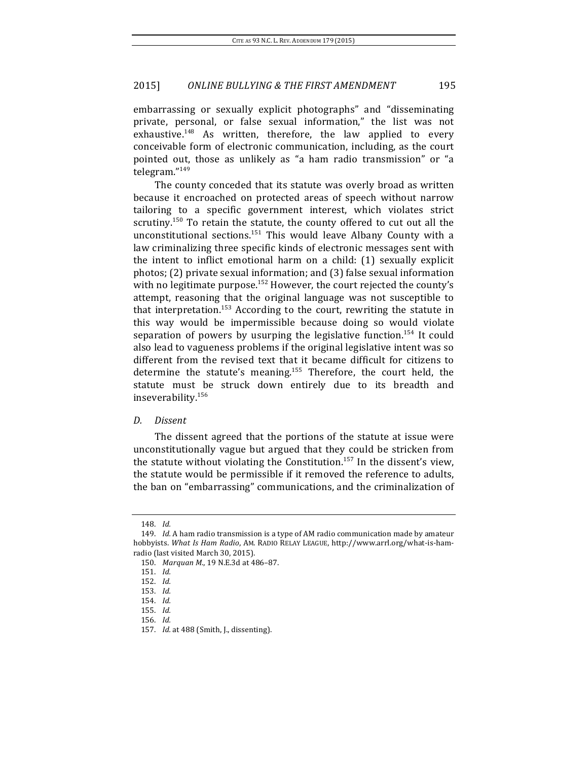embarrassing or sexually explicit photographs" and "disseminating private, personal, or false sexual information," the list was not exhaustive.[148] As written, therefore, the law applied to every conceivable form of electronic communication, including, as the court pointed out, those as unlikely as "a ham radio transmission" or "a telegram."[149]

The county conceded that its statute was overly broad as written because it encroached on protected areas of speech without narrow tailoring to a specific government interest, which violates strict scrutiny.[150] To retain the statute, the county offered to cut out all the unconstitutional sections.[151] This would leave Albany County with a law criminalizing three specific kinds of electronic messages sent with the intent to inflict emotional harm on a child: (1) sexually explicit photos; (2) private sexual information; and (3) false sexual information with no legitimate purpose.[152] However, the court rejected the county's attempt, reasoning that the original language was not susceptible to that interpretation.[153] According to the court, rewriting the statute in this way would be impermissible because doing so would violate separation of powers by usurping the legislative function.[154] It could also lead to vagueness problems if the original legislative intent was so different from the revised text that it became difficult for citizens to determine the statute's meaning.[155] Therefore, the court held, the statute must be struck down entirely due to its breadth and inseverability.[156]

### *D. Dissent*

The dissent agreed that the portions of the statute at issue were unconstitutionally vague but argued that they could be stricken from the statute without violating the Constitution.[157] In the dissent's view, the statute would be permissible if it removed the reference to adults, the ban on "embarrassing" communications, and the criminalization of

---

148. *Id.*

149. *Id.* A ham radio transmission is a type of AM radio communication made by amateur hobbyists. *What Is Ham Radio*, AM. RADIO RELAY LEAGUE, http://www.arrl.org/what-is-ham-radio (last visited March 30, 2015).

150. *Marquan M.*, 19 N.E.3d at 486–87.

151. *Id.*

152. *Id.*

153. *Id.*

154. *Id.*

155. *Id.*

156. *Id.*

157. *Id.* at 488 (Smith, J., dissenting).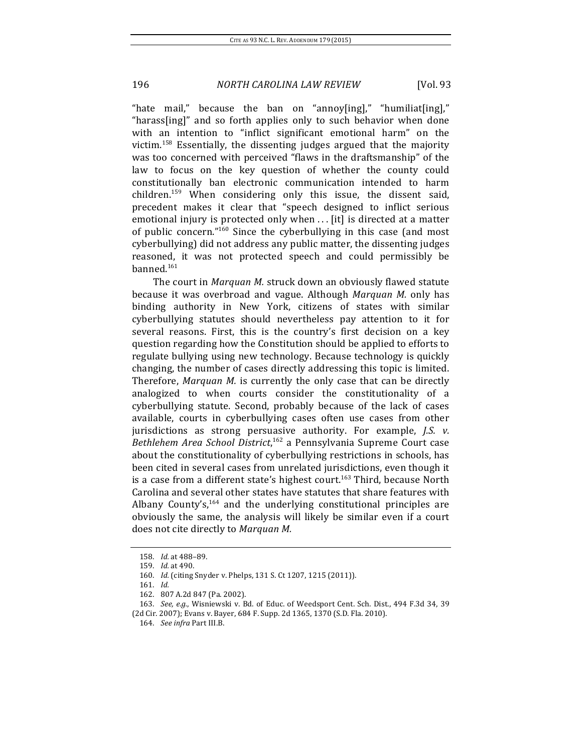"hate mail," because the ban on "annoy[ing]," "humiliat[ing]," "harass[ing]" and so forth applies only to such behavior when done with an intention to "inflict significant emotional harm" on the victim.[158] Essentially, the dissenting judges argued that the majority was too concerned with perceived "flaws in the draftsmanship" of the law to focus on the key question of whether the county could constitutionally ban electronic communication intended to harm children.[159] When considering only this issue, the dissent said, precedent makes it clear that "speech designed to inflict serious emotional injury is protected only when . . . [it] is directed at a matter of public concern."[160] Since the cyberbullying in this case (and most cyberbullying) did not address any public matter, the dissenting judges reasoned, it was not protected speech and could permissibly be banned.[161]

The court in *Marquan M.* struck down an obviously flawed statute because it was overbroad and vague. Although *Marquan M.* only has binding authority in New York, citizens of states with similar cyberbullying statutes should nevertheless pay attention to it for several reasons. First, this is the country's first decision on a key question regarding how the Constitution should be applied to efforts to regulate bullying using new technology. Because technology is quickly changing, the number of cases directly addressing this topic is limited. Therefore, *Marquan M.* is currently the only case that can be directly analogized to when courts consider the constitutionality of a cyberbullying statute. Second, probably because of the lack of cases available, courts in cyberbullying cases often use cases from other jurisdictions as strong persuasive authority. For example, *J.S. v. Bethlehem Area School District*,[162] a Pennsylvania Supreme Court case about the constitutionality of cyberbullying restrictions in schools, has been cited in several cases from unrelated jurisdictions, even though it is a case from a different state's highest court.[163] Third, because North Carolina and several other states have statutes that share features with Albany County's,[164] and the underlying constitutional principles are obviously the same, the analysis will likely be similar even if a court does not cite directly to *Marquan M.*

---

158. *Id.* at 488–89.

159. *Id.* at 490.

160. *Id.* (citing Snyder v. Phelps, 131 S. Ct 1207, 1215 (2011)).

161. *Id.*

162. 807 A.2d 847 (Pa. 2002).

163. *See, e.g.*, Wisniewski v. Bd. of Educ. of Weedsport Cent. Sch. Dist., 494 F.3d 34, 39 (2d Cir. 2007); Evans v. Bayer, 684 F. Supp. 2d 1365, 1370 (S.D. Fla. 2010).

164. *See infra* Part III.B.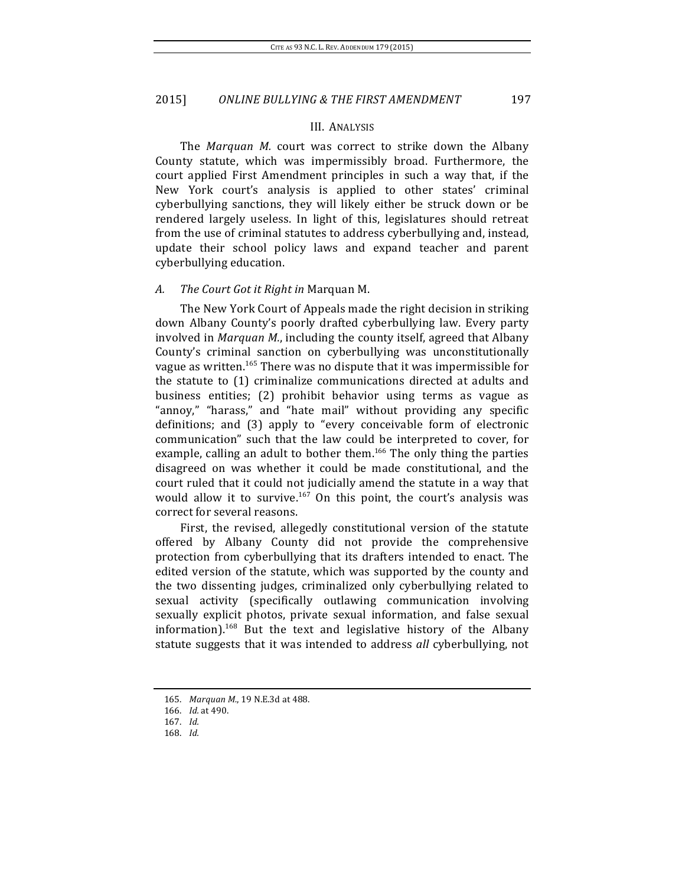## III. ANALYSIS

The *Marquan M.* court was correct to strike down the Albany County statute, which was impermissibly broad. Furthermore, the court applied First Amendment principles in such a way that, if the New York court's analysis is applied to other states' criminal cyberbullying sanctions, they will likely either be struck down or be rendered largely useless. In light of this, legislatures should retreat from the use of criminal statutes to address cyberbullying and, instead, update their school policy laws and expand teacher and parent cyberbullying education.

### *A. The Court Got it Right in* Marquan M.

The New York Court of Appeals made the right decision in striking down Albany County's poorly drafted cyberbullying law. Every party involved in *Marquan M.*, including the county itself, agreed that Albany County's criminal sanction on cyberbullying was unconstitutionally vague as written.[165] There was no dispute that it was impermissible for the statute to (1) criminalize communications directed at adults and business entities; (2) prohibit behavior using terms as vague as "annoy," "harass," and "hate mail" without providing any specific definitions; and (3) apply to "every conceivable form of electronic communication" such that the law could be interpreted to cover, for example, calling an adult to bother them.[166] The only thing the parties disagreed on was whether it could be made constitutional, and the court ruled that it could not judicially amend the statute in a way that would allow it to survive.[167] On this point, the court's analysis was correct for several reasons.

First, the revised, allegedly constitutional version of the statute offered by Albany County did not provide the comprehensive protection from cyberbullying that its drafters intended to enact. The edited version of the statute, which was supported by the county and the two dissenting judges, criminalized only cyberbullying related to sexual activity (specifically outlawing communication involving sexually explicit photos, private sexual information, and false sexual information).[168] But the text and legislative history of the Albany statute suggests that it was intended to address *all* cyberbullying, not

165. *Marquan M.*, 19 N.E.3d at 488.

166. *Id.* at 490.

167. *Id.*

168. *Id.*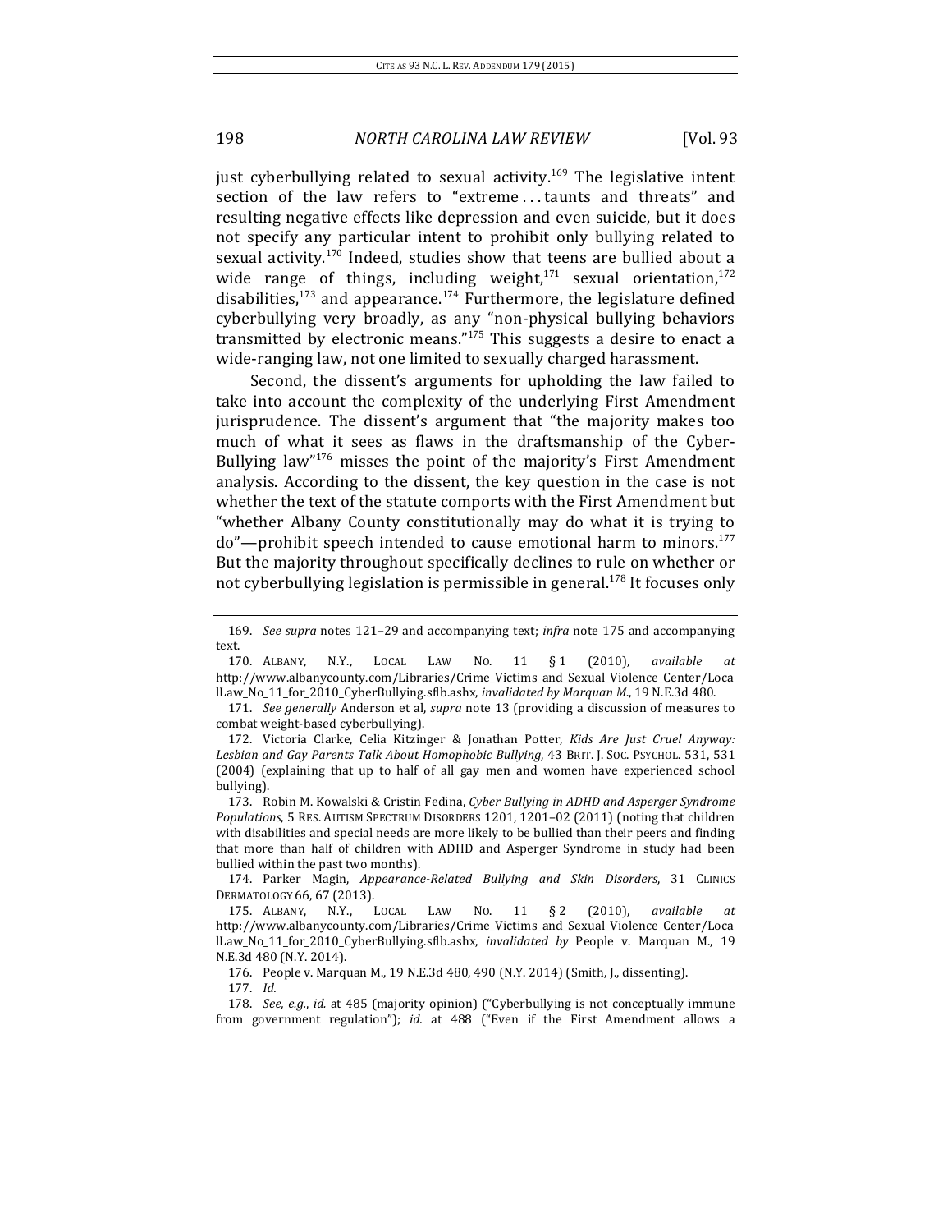just cyberbullying related to sexual activity.[169] The legislative intent section of the law refers to "extreme . . . taunts and threats" and resulting negative effects like depression and even suicide, but it does not specify any particular intent to prohibit only bullying related to sexual activity.[170] Indeed, studies show that teens are bullied about a wide range of things, including weight,[171] sexual orientation,[172] disabilities,[173] and appearance.[174] Furthermore, the legislature defined cyberbullying very broadly, as any "non-physical bullying behaviors transmitted by electronic means."[175] This suggests a desire to enact a wide-ranging law, not one limited to sexually charged harassment.

Second, the dissent's arguments for upholding the law failed to take into account the complexity of the underlying First Amendment jurisprudence. The dissent's argument that "the majority makes too much of what it sees as flaws in the draftsmanship of the Cyber-Bullying law"[176] misses the point of the majority's First Amendment analysis. According to the dissent, the key question in the case is not whether the text of the statute comports with the First Amendment but "whether Albany County constitutionally may do what it is trying to do"—prohibit speech intended to cause emotional harm to minors.[177] But the majority throughout specifically declines to rule on whether or not cyberbullying legislation is permissible in general.[178] It focuses only

---

169. *See supra* notes 121–29 and accompanying text; *infra* note 175 and accompanying text.

170. ALBANY, N.Y., LOCAL LAW NO. 11 § 1 (2010), *available at* http://www.albanycounty.com/Libraries/Crime_Victims_and_Sexual_Violence_Center/LocalLaw_No_11_for_2010_CyberBullying.sflb.ashx, *invalidated by Marquan M.*, 19 N.E.3d 480.

171. *See generally* Anderson et al, *supra* note 13 (providing a discussion of measures to combat weight-based cyberbullying).

172. Victoria Clarke, Celia Kitzinger & Jonathan Potter, *Kids Are Just Cruel Anyway: Lesbian and Gay Parents Talk About Homophobic Bullying*, 43 BRIT. J. SOC. PSYCHOL. 531, 531 (2004) (explaining that up to half of all gay men and women have experienced school bullying).

173. Robin M. Kowalski & Cristin Fedina, *Cyber Bullying in ADHD and Asperger Syndrome Populations*, 5 RES. AUTISM SPECTRUM DISORDERS 1201, 1201–02 (2011) (noting that children with disabilities and special needs are more likely to be bullied than their peers and finding that more than half of children with ADHD and Asperger Syndrome in study had been bullied within the past two months).

174. Parker Magin, *Appearance-Related Bullying and Skin Disorders*, 31 CLINICS DERMATOLOGY 66, 67 (2013).

175. ALBANY, N.Y., LOCAL LAW NO. 11 § 2 (2010), *available at* http://www.albanycounty.com/Libraries/Crime_Victims_and_Sexual_Violence_Center/LocalLaw_No_11_for_2010_CyberBullying.sflb.ashx, *invalidated by* People v. Marquan M., 19 N.E.3d 480 (N.Y. 2014).

176. People v. Marquan M., 19 N.E.3d 480, 490 (N.Y. 2014) (Smith, J., dissenting).

177. *Id.*

178. *See, e.g.*, *id.* at 485 (majority opinion) ("Cyberbullying is not conceptually immune from government regulation"); *id.* at 488 ("Even if the First Amendment allows a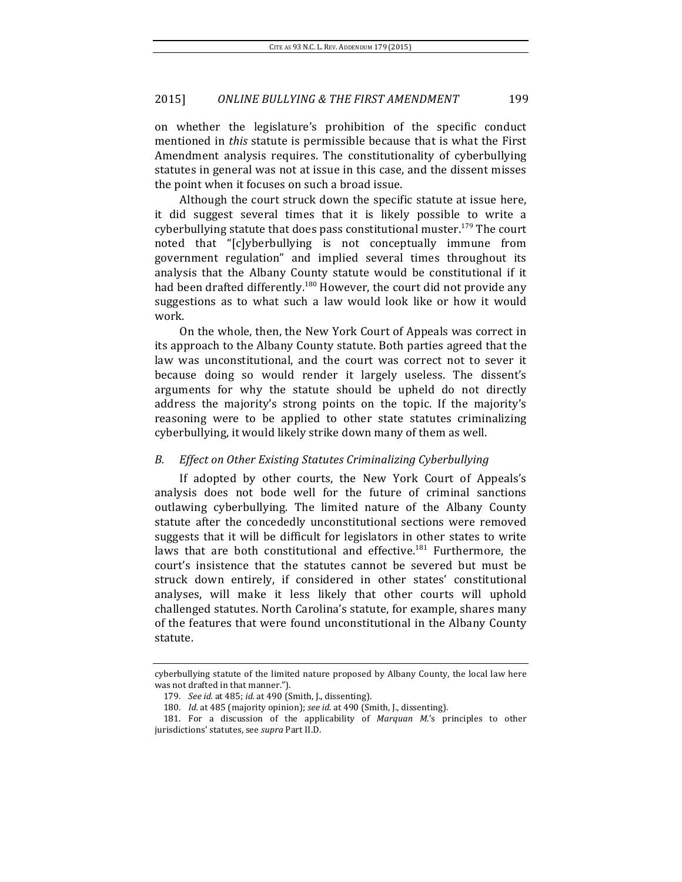on whether the legislature's prohibition of the specific conduct mentioned in *this* statute is permissible because that is what the First Amendment analysis requires. The constitutionality of cyberbullying statutes in general was not at issue in this case, and the dissent misses the point when it focuses on such a broad issue.

Although the court struck down the specific statute at issue here, it did suggest several times that it is likely possible to write a cyberbullying statute that does pass constitutional muster.[179] The court noted that "[c]yberbullying is not conceptually immune from government regulation" and implied several times throughout its analysis that the Albany County statute would be constitutional if it had been drafted differently.[180] However, the court did not provide any suggestions as to what such a law would look like or how it would work.

On the whole, then, the New York Court of Appeals was correct in its approach to the Albany County statute. Both parties agreed that the law was unconstitutional, and the court was correct not to sever it because doing so would render it largely useless. The dissent's arguments for why the statute should be upheld do not directly address the majority's strong points on the topic. If the majority's reasoning were to be applied to other state statutes criminalizing cyberbullying, it would likely strike down many of them as well.

### *B. Effect on Other Existing Statutes Criminalizing Cyberbullying*

If adopted by other courts, the New York Court of Appeals's analysis does not bode well for the future of criminal sanctions outlawing cyberbullying. The limited nature of the Albany County statute after the concededly unconstitutional sections were removed suggests that it will be difficult for legislators in other states to write laws that are both constitutional and effective.[181] Furthermore, the court's insistence that the statutes cannot be severed but must be struck down entirely, if considered in other states' constitutional analyses, will make it less likely that other courts will uphold challenged statutes. North Carolina's statute, for example, shares many of the features that were found unconstitutional in the Albany County statute.

---

cyberbullying statute of the limited nature proposed by Albany County, the local law here was not drafted in that manner.").

179. *See id.* at 485; *id.* at 490 (Smith, J., dissenting).

180. *Id.* at 485 (majority opinion); *see id.* at 490 (Smith, J., dissenting).

181. For a discussion of the applicability of *Marquan M.*'s principles to other jurisdictions' statutes, see *supra* Part II.D.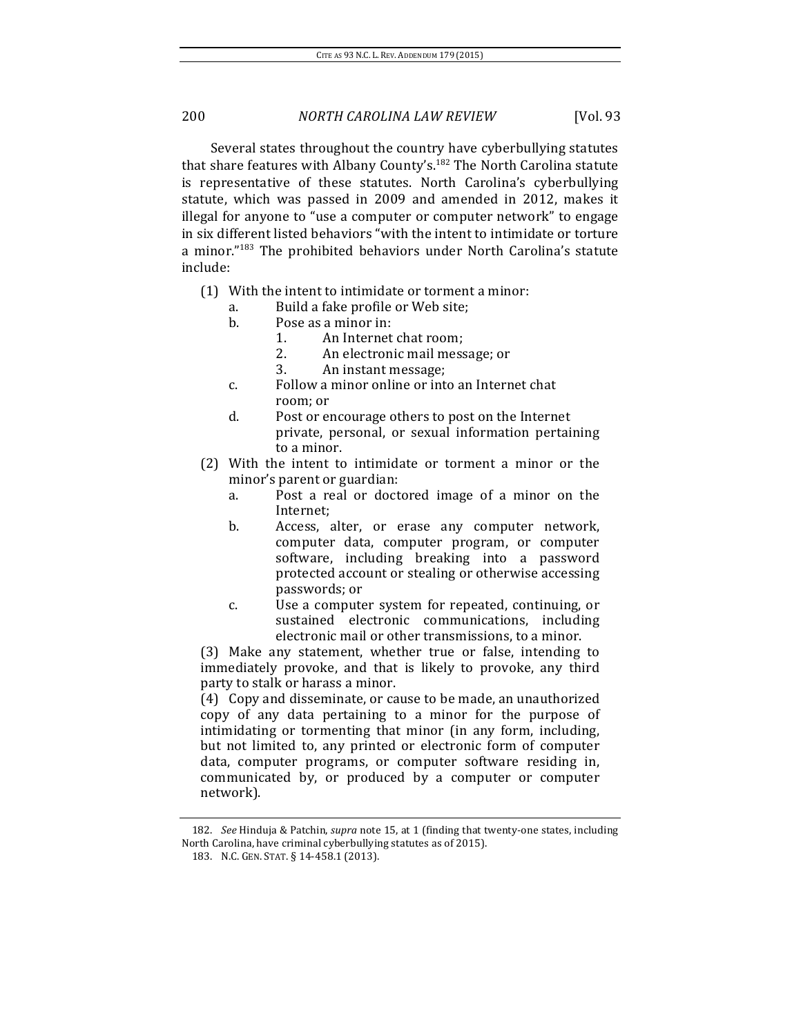Several states throughout the country have cyberbullying statutes that share features with Albany County's.[182] The North Carolina statute is representative of these statutes. North Carolina's cyberbullying statute, which was passed in 2009 and amended in 2012, makes it illegal for anyone to "use a computer or computer network" to engage in six different listed behaviors "with the intent to intimidate or torture a minor."[183] The prohibited behaviors under North Carolina's statute include:

(1) With the intent to intimidate or torment a minor:
   a. Build a fake profile or Web site;
   b. Pose as a minor in:
      1. An Internet chat room;
      2. An electronic mail message; or
      3. An instant message;
   c. Follow a minor online or into an Internet chat room; or
   d. Post or encourage others to post on the Internet private, personal, or sexual information pertaining to a minor.

(2) With the intent to intimidate or torment a minor or the minor's parent or guardian:
   a. Post a real or doctored image of a minor on the Internet;
   b. Access, alter, or erase any computer network, computer data, computer program, or computer software, including breaking into a password protected account or stealing or otherwise accessing passwords; or
   c. Use a computer system for repeated, continuing, or sustained electronic communications, including electronic mail or other transmissions, to a minor.

(3) Make any statement, whether true or false, intending to immediately provoke, and that is likely to provoke, any third party to stalk or harass a minor.

(4) Copy and disseminate, or cause to be made, an unauthorized copy of any data pertaining to a minor for the purpose of intimidating or tormenting that minor (in any form, including, but not limited to, any printed or electronic form of computer data, computer programs, or computer software residing in, communicated by, or produced by a computer or computer network).

---

182. *See* Hinduja & Patchin, *supra* note 15, at 1 (finding that twenty-one states, including North Carolina, have criminal cyberbullying statutes as of 2015).

183. N.C. GEN. STAT. § 14-458.1 (2013).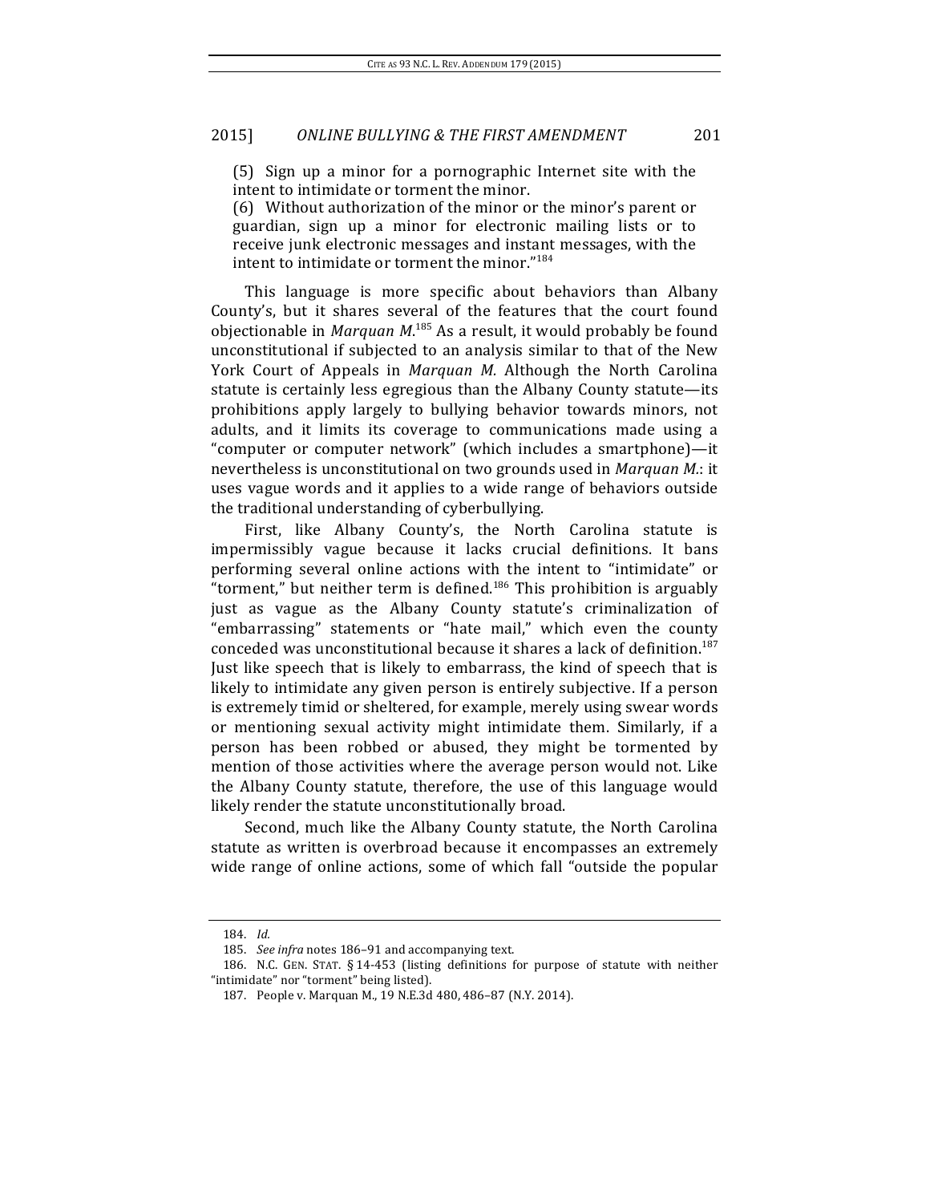(5) Sign up a minor for a pornographic Internet site with the intent to intimidate or torment the minor.

(6) Without authorization of the minor or the minor's parent or guardian, sign up a minor for electronic mailing lists or to receive junk electronic messages and instant messages, with the intent to intimidate or torment the minor."[184]

This language is more specific about behaviors than Albany County's, but it shares several of the features that the court found objectionable in *Marquan M.*[185] As a result, it would probably be found unconstitutional if subjected to an analysis similar to that of the New York Court of Appeals in *Marquan M.* Although the North Carolina statute is certainly less egregious than the Albany County statute—its prohibitions apply largely to bullying behavior towards minors, not adults, and it limits its coverage to communications made using a "computer or computer network" (which includes a smartphone)—it nevertheless is unconstitutional on two grounds used in *Marquan M.*: it uses vague words and it applies to a wide range of behaviors outside the traditional understanding of cyberbullying.

First, like Albany County's, the North Carolina statute is impermissibly vague because it lacks crucial definitions. It bans performing several online actions with the intent to "intimidate" or "torment," but neither term is defined.[186] This prohibition is arguably just as vague as the Albany County statute's criminalization of "embarrassing" statements or "hate mail," which even the county conceded was unconstitutional because it shares a lack of definition.[187] Just like speech that is likely to embarrass, the kind of speech that is likely to intimidate any given person is entirely subjective. If a person is extremely timid or sheltered, for example, merely using swear words or mentioning sexual activity might intimidate them. Similarly, if a person has been robbed or abused, they might be tormented by mention of those activities where the average person would not. Like the Albany County statute, therefore, the use of this language would likely render the statute unconstitutionally broad.

Second, much like the Albany County statute, the North Carolina statute as written is overbroad because it encompasses an extremely wide range of online actions, some of which fall "outside the popular

184. *Id.*

185. *See infra* notes 186–91 and accompanying text.

186. N.C. GEN. STAT. § 14-453 (listing definitions for purpose of statute with neither "intimidate" nor "torment" being listed).

187. People v. Marquan M., 19 N.E.3d 480, 486–87 (N.Y. 2014).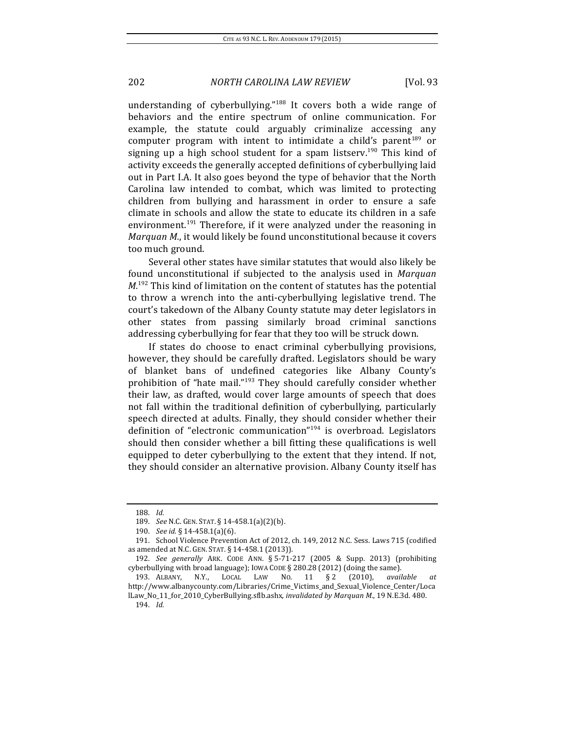understanding of cyberbullying."[188] It covers both a wide range of behaviors and the entire spectrum of online communication. For example, the statute could arguably criminalize accessing any computer program with intent to intimidate a child's parent[189] or signing up a high school student for a spam listserv.[190] This kind of activity exceeds the generally accepted definitions of cyberbullying laid out in Part I.A. It also goes beyond the type of behavior that the North Carolina law intended to combat, which was limited to protecting children from bullying and harassment in order to ensure a safe climate in schools and allow the state to educate its children in a safe environment.[191] Therefore, if it were analyzed under the reasoning in *Marquan M.*, it would likely be found unconstitutional because it covers too much ground.

Several other states have similar statutes that would also likely be found unconstitutional if subjected to the analysis used in *Marquan M.*[192] This kind of limitation on the content of statutes has the potential to throw a wrench into the anti-cyberbullying legislative trend. The court's takedown of the Albany County statute may deter legislators in other states from passing similarly broad criminal sanctions addressing cyberbullying for fear that they too will be struck down.

If states do choose to enact criminal cyberbullying provisions, however, they should be carefully drafted. Legislators should be wary of blanket bans of undefined categories like Albany County's prohibition of "hate mail."[193] They should carefully consider whether their law, as drafted, would cover large amounts of speech that does not fall within the traditional definition of cyberbullying, particularly speech directed at adults. Finally, they should consider whether their definition of "electronic communication"[194] is overbroad. Legislators should then consider whether a bill fitting these qualifications is well equipped to deter cyberbullying to the extent that they intend. If not, they should consider an alternative provision. Albany County itself has

---

188. *Id.*

189. *See* N.C. GEN. STAT. § 14-458.1(a)(2)(b).

190. *See id.* § 14-458.1(a)(6).

191. School Violence Prevention Act of 2012, ch. 149, 2012 N.C. Sess. Laws 715 (codified as amended at N.C. GEN. STAT. § 14-458.1 (2013)).

192. *See generally* ARK. CODE ANN. § 5-71-217 (2005 & Supp. 2013) (prohibiting cyberbullying with broad language); IOWA CODE § 280.28 (2012) (doing the same).

193. ALBANY, N.Y., LOCAL LAW NO. 11 § 2 (2010), *available at* http://www.albanycounty.com/Libraries/Crime_Victims_and_Sexual_Violence_Center/LocalLaw_No_11_for_2010_CyberBullying.sflb.ashx, *invalidated by Marquan M.*, 19 N.E.3d. 480.

194. *Id.*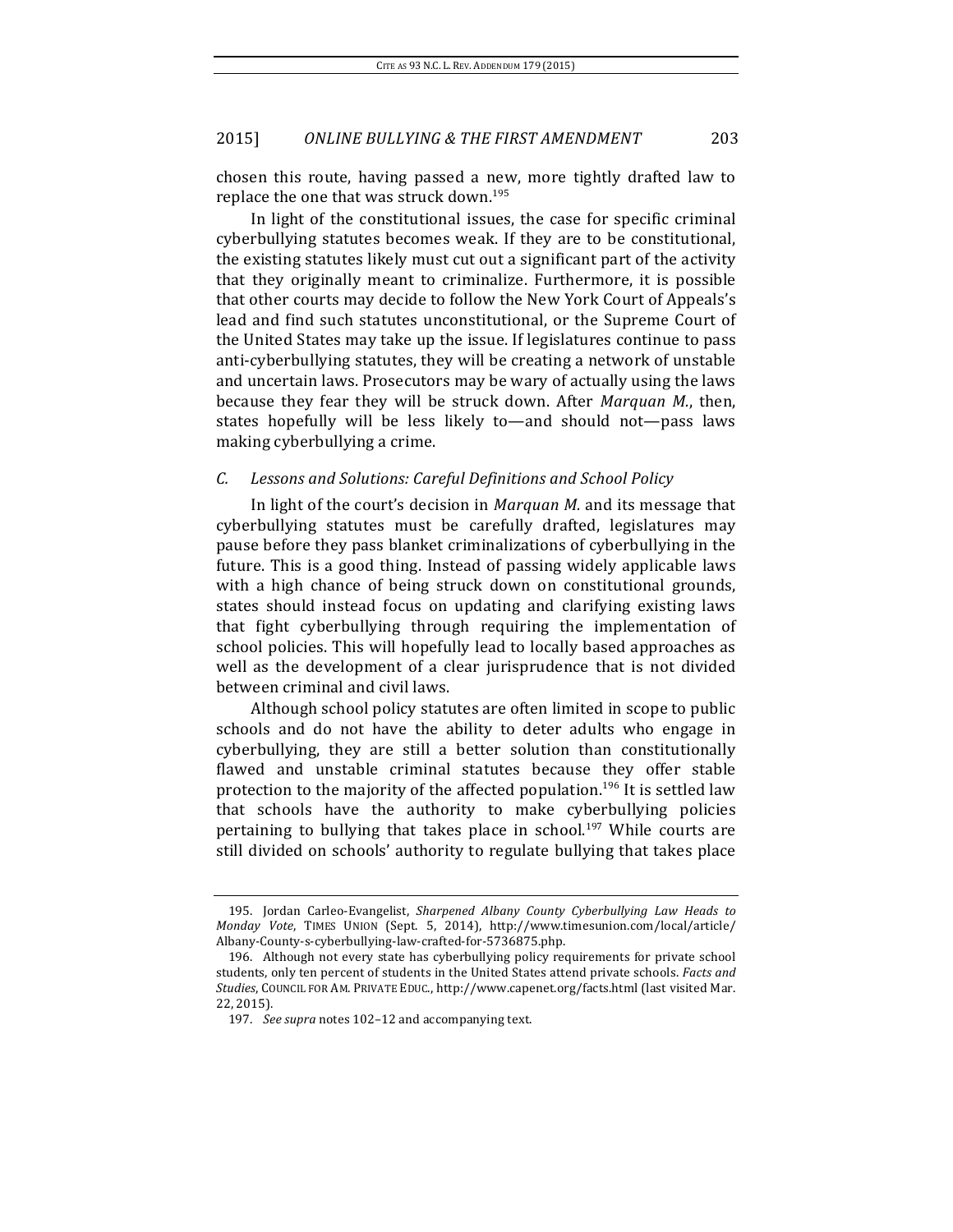chosen this route, having passed a new, more tightly drafted law to replace the one that was struck down.[195]

In light of the constitutional issues, the case for specific criminal cyberbullying statutes becomes weak. If they are to be constitutional, the existing statutes likely must cut out a significant part of the activity that they originally meant to criminalize. Furthermore, it is possible that other courts may decide to follow the New York Court of Appeals's lead and find such statutes unconstitutional, or the Supreme Court of the United States may take up the issue. If legislatures continue to pass anti-cyberbullying statutes, they will be creating a network of unstable and uncertain laws. Prosecutors may be wary of actually using the laws because they fear they will be struck down. After *Marquan M.*, then, states hopefully will be less likely to—and should not—pass laws making cyberbullying a crime.

### *C. Lessons and Solutions: Careful Definitions and School Policy*

In light of the court's decision in *Marquan M.* and its message that cyberbullying statutes must be carefully drafted, legislatures may pause before they pass blanket criminalizations of cyberbullying in the future. This is a good thing. Instead of passing widely applicable laws with a high chance of being struck down on constitutional grounds, states should instead focus on updating and clarifying existing laws that fight cyberbullying through requiring the implementation of school policies. This will hopefully lead to locally based approaches as well as the development of a clear jurisprudence that is not divided between criminal and civil laws.

Although school policy statutes are often limited in scope to public schools and do not have the ability to deter adults who engage in cyberbullying, they are still a better solution than constitutionally flawed and unstable criminal statutes because they offer stable protection to the majority of the affected population.[196] It is settled law that schools have the authority to make cyberbullying policies pertaining to bullying that takes place in school.[197] While courts are still divided on schools' authority to regulate bullying that takes place

---

195. Jordan Carleo-Evangelist, *Sharpened Albany County Cyberbullying Law Heads to Monday Vote*, TIMES UNION (Sept. 5, 2014), http://www.timesunion.com/local/article/Albany-County-s-cyberbullying-law-crafted-for-5736875.php.

196. Although not every state has cyberbullying policy requirements for private school students, only ten percent of students in the United States attend private schools. *Facts and Studies*, COUNCIL FOR AM. PRIVATE EDUC., http://www.capenet.org/facts.html (last visited Mar. 22, 2015).

197. *See supra* notes 102–12 and accompanying text.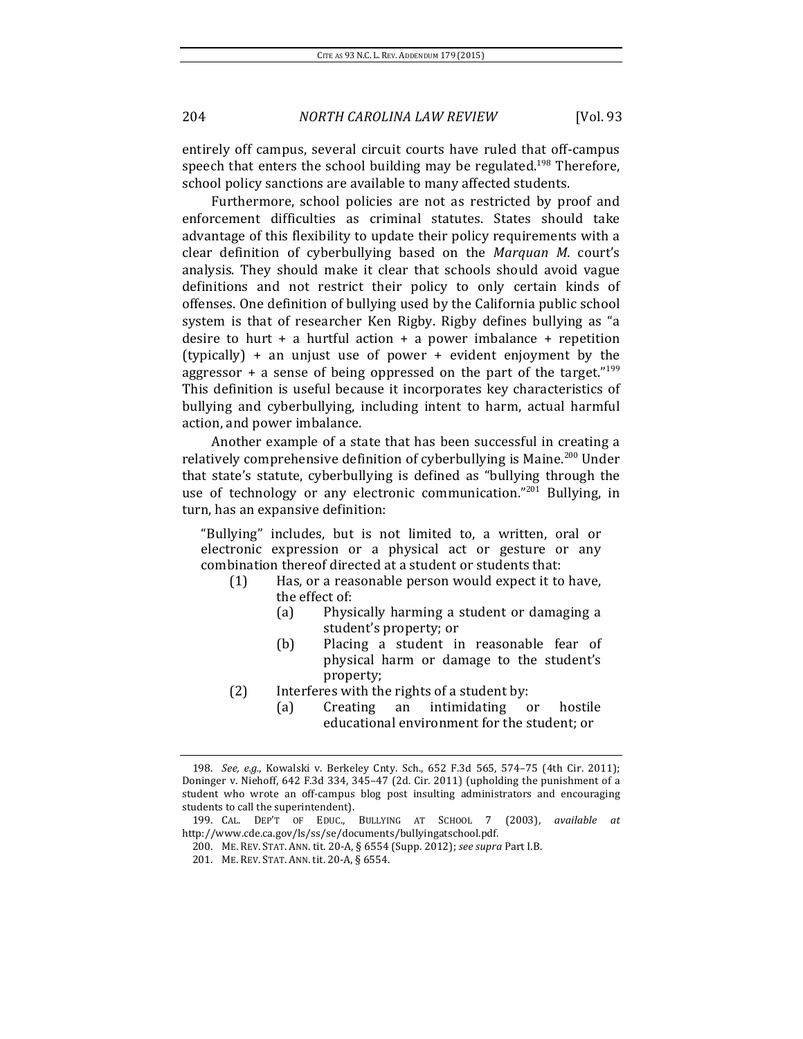entirely off campus, several circuit courts have ruled that off-campus speech that enters the school building may be regulated.[198] Therefore, school policy sanctions are available to many affected students.

Furthermore, school policies are not as restricted by proof and enforcement difficulties as criminal statutes. States should take advantage of this flexibility to update their policy requirements with a clear definition of cyberbullying based on the *Marquan M.* court's analysis. They should make it clear that schools should avoid vague definitions and not restrict their policy to only certain kinds of offenses. One definition of bullying used by the California public school system is that of researcher Ken Rigby. Rigby defines bullying as "a desire to hurt + a hurtful action + a power imbalance + repetition (typically) + an unjust use of power + evident enjoyment by the aggressor + a sense of being oppressed on the part of the target."[199] This definition is useful because it incorporates key characteristics of bullying and cyberbullying, including intent to harm, actual harmful action, and power imbalance.

Another example of a state that has been successful in creating a relatively comprehensive definition of cyberbullying is Maine.[200] Under that state's statute, cyberbullying is defined as "bullying through the use of technology or any electronic communication."[201] Bullying, in turn, has an expansive definition:

> "Bullying" includes, but is not limited to, a written, oral or electronic expression or a physical act or gesture or any combination thereof directed at a student or students that:
>
> (1) Has, or a reasonable person would expect it to have, the effect of:
>
> (a) Physically harming a student or damaging a student's property; or
>
> (b) Placing a student in reasonable fear of physical harm or damage to the student's property;
>
> (2) Interferes with the rights of a student by:
>
> (a) Creating an intimidating or hostile educational environment for the student; or

---

198. *See, e.g.*, Kowalski v. Berkeley Cnty. Sch., 652 F.3d 565, 574–75 (4th Cir. 2011); Doninger v. Niehoff, 642 F.3d 334, 345–47 (2d. Cir. 2011) (upholding the punishment of a student who wrote an off-campus blog post insulting administrators and encouraging students to call the superintendent).

199. CAL. DEP'T OF EDUC., BULLYING AT SCHOOL 7 (2003), *available at* http://www.cde.ca.gov/ls/ss/se/documents/bullyingatschool.pdf.

200. ME. REV. STAT. ANN. tit. 20-A, § 6554 (Supp. 2012); *see supra* Part I.B.

201. ME. REV. STAT. ANN. tit. 20-A, § 6554.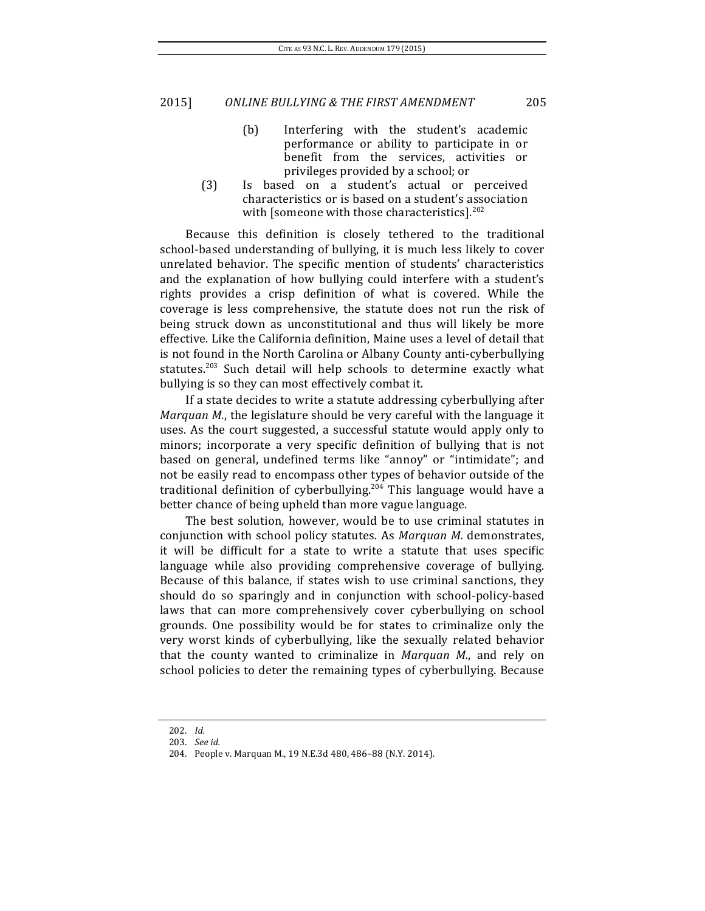(b) Interfering with the student's academic performance or ability to participate in or benefit from the services, activities or privileges provided by a school; or

(3) Is based on a student's actual or perceived characteristics or is based on a student's association with [someone with those characteristics].[202]

Because this definition is closely tethered to the traditional school-based understanding of bullying, it is much less likely to cover unrelated behavior. The specific mention of students' characteristics and the explanation of how bullying could interfere with a student's rights provides a crisp definition of what is covered. While the coverage is less comprehensive, the statute does not run the risk of being struck down as unconstitutional and thus will likely be more effective. Like the California definition, Maine uses a level of detail that is not found in the North Carolina or Albany County anti-cyberbullying statutes.[203] Such detail will help schools to determine exactly what bullying is so they can most effectively combat it.

If a state decides to write a statute addressing cyberbullying after *Marquan M.*, the legislature should be very careful with the language it uses. As the court suggested, a successful statute would apply only to minors; incorporate a very specific definition of bullying that is not based on general, undefined terms like "annoy" or "intimidate"; and not be easily read to encompass other types of behavior outside of the traditional definition of cyberbullying.[204] This language would have a better chance of being upheld than more vague language.

The best solution, however, would be to use criminal statutes in conjunction with school policy statutes. As *Marquan M.* demonstrates, it will be difficult for a state to write a statute that uses specific language while also providing comprehensive coverage of bullying. Because of this balance, if states wish to use criminal sanctions, they should do so sparingly and in conjunction with school-policy-based laws that can more comprehensively cover cyberbullying on school grounds. One possibility would be for states to criminalize only the very worst kinds of cyberbullying, like the sexually related behavior that the county wanted to criminalize in *Marquan M.*, and rely on school policies to deter the remaining types of cyberbullying. Because

---

202. *Id.*

203. *See id.*

204. People v. Marquan M., 19 N.E.3d 480, 486–88 (N.Y. 2014).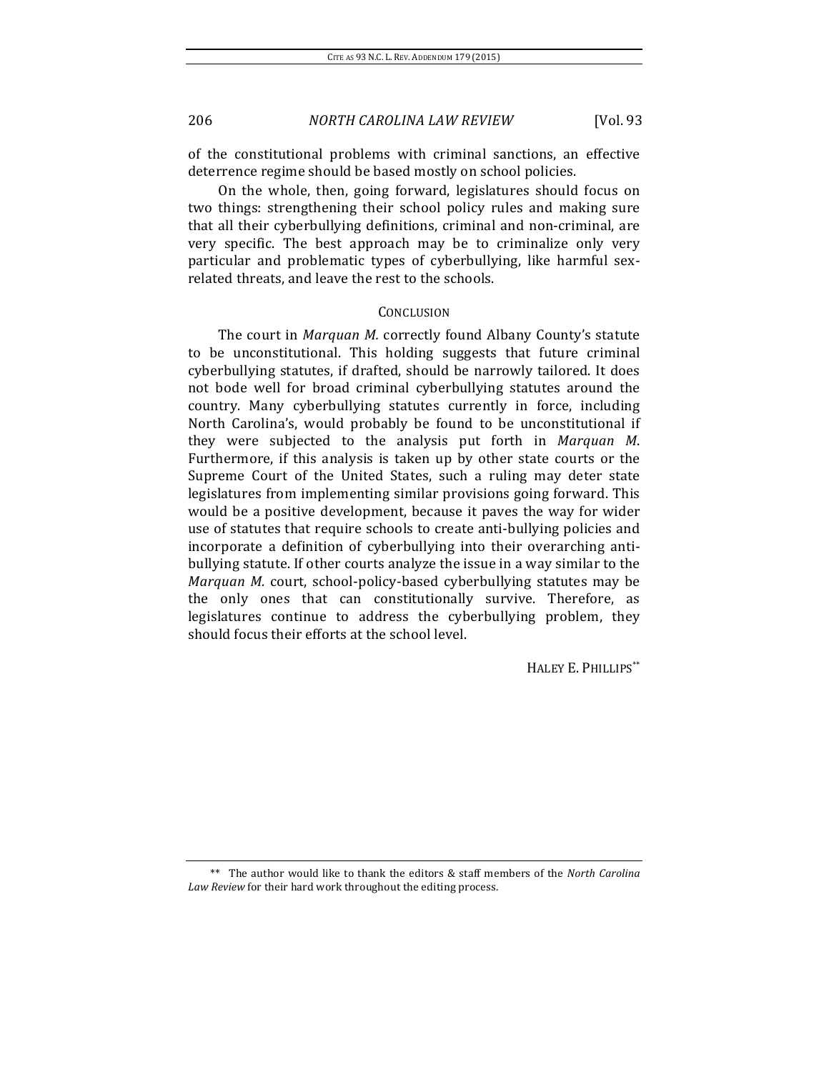of the constitutional problems with criminal sanctions, an effective deterrence regime should be based mostly on school policies.

On the whole, then, going forward, legislatures should focus on two things: strengthening their school policy rules and making sure that all their cyberbullying definitions, criminal and non-criminal, are very specific. The best approach may be to criminalize only very particular and problematic types of cyberbullying, like harmful sex-related threats, and leave the rest to the schools.

## CONCLUSION

The court in *Marquan M.* correctly found Albany County's statute to be unconstitutional. This holding suggests that future criminal cyberbullying statutes, if drafted, should be narrowly tailored. It does not bode well for broad criminal cyberbullying statutes around the country. Many cyberbullying statutes currently in force, including North Carolina's, would probably be found to be unconstitutional if they were subjected to the analysis put forth in *Marquan M*. Furthermore, if this analysis is taken up by other state courts or the Supreme Court of the United States, such a ruling may deter state legislatures from implementing similar provisions going forward. This would be a positive development, because it paves the way for wider use of statutes that require schools to create anti-bullying policies and incorporate a definition of cyberbullying into their overarching anti-bullying statute. If other courts analyze the issue in a way similar to the *Marquan M.* court, school-policy-based cyberbullying statutes may be the only ones that can constitutionally survive. Therefore, as legislatures continue to address the cyberbullying problem, they should focus their efforts at the school level.

HALEY E. PHILLIPS[**]

---

** The author would like to thank the editors & staff members of the *North Carolina Law Review* for their hard work throughout the editing process.